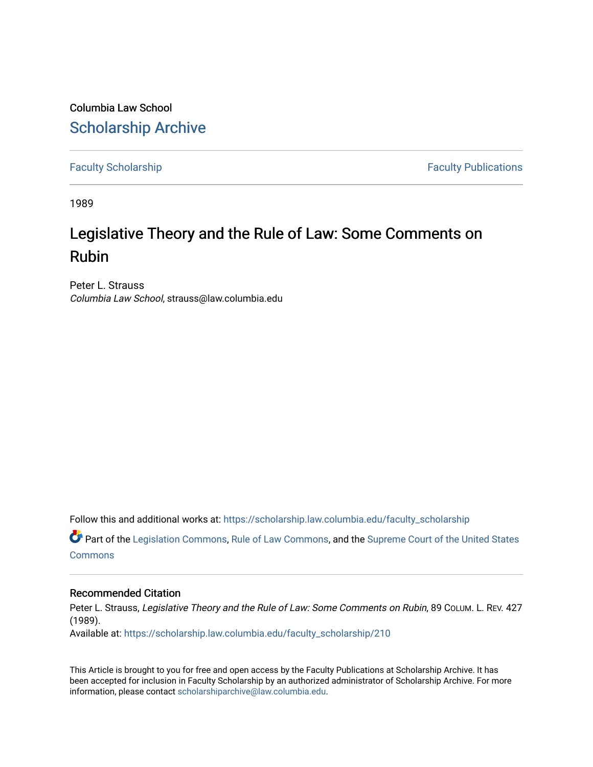Columbia Law School

## Scholarship Archive

Faculty Scholarship | Faculty Publications

1989

# Legislative Theory and the Rule of Law: Some Comments on Rubin

Peter L. Strauss
*Columbia Law School*, strauss@law.columbia.edu

Follow this and additional works at: https://scholarship.law.columbia.edu/faculty_scholarship

Part of the Legislation Commons, Rule of Law Commons, and the Supreme Court of the United States Commons

### Recommended Citation

Peter L. Strauss, *Legislative Theory and the Rule of Law: Some Comments on Rubin*, 89 COLUM. L. REV. 427 (1989).
Available at: https://scholarship.law.columbia.edu/faculty_scholarship/210

This Article is brought to you for free and open access by the Faculty Publications at Scholarship Archive. It has been accepted for inclusion in Faculty Scholarship by an authorized administrator of Scholarship Archive. For more information, please contact scholarshiparchive@law.columbia.edu.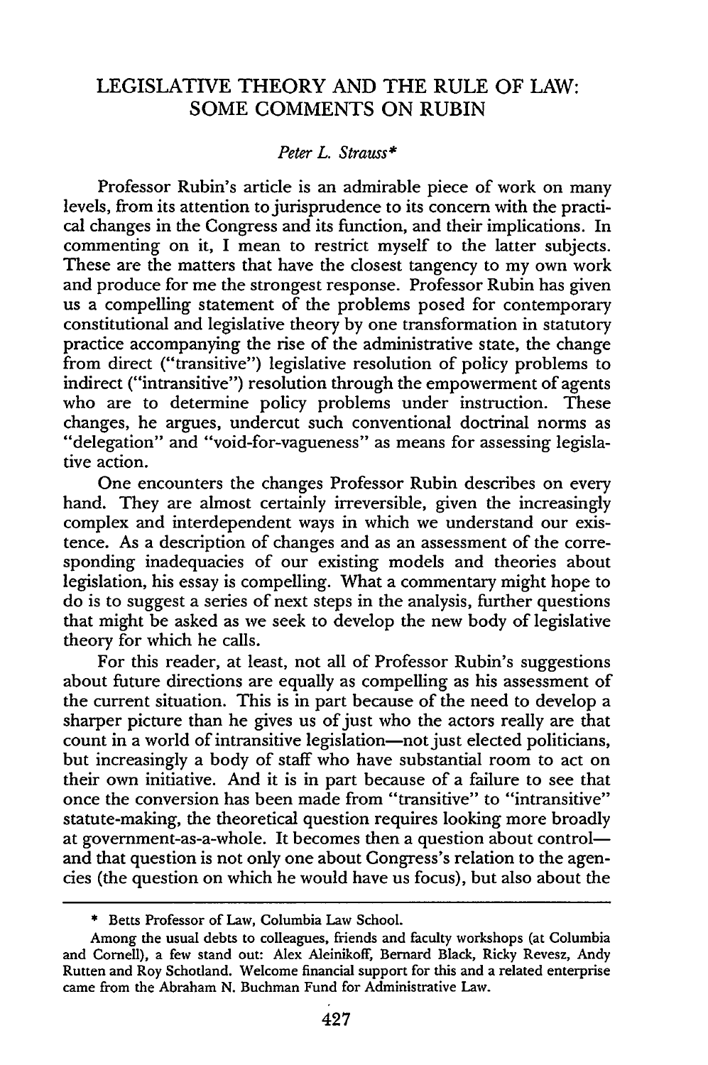# LEGISLATIVE THEORY AND THE RULE OF LAW: SOME COMMENTS ON RUBIN

*Peter L. Strauss**

Professor Rubin's article is an admirable piece of work on many levels, from its attention to jurisprudence to its concern with the practical changes in the Congress and its function, and their implications. In commenting on it, I mean to restrict myself to the latter subjects. These are the matters that have the closest tangency to my own work and produce for me the strongest response. Professor Rubin has given us a compelling statement of the problems posed for contemporary constitutional and legislative theory by one transformation in statutory practice accompanying the rise of the administrative state, the change from direct ("transitive") legislative resolution of policy problems to indirect ("intransitive") resolution through the empowerment of agents who are to determine policy problems under instruction. These changes, he argues, undercut such conventional doctrinal norms as "delegation" and "void-for-vagueness" as means for assessing legislative action.

One encounters the changes Professor Rubin describes on every hand. They are almost certainly irreversible, given the increasingly complex and interdependent ways in which we understand our existence. As a description of changes and as an assessment of the corresponding inadequacies of our existing models and theories about legislation, his essay is compelling. What a commentary might hope to do is to suggest a series of next steps in the analysis, further questions that might be asked as we seek to develop the new body of legislative theory for which he calls.

For this reader, at least, not all of Professor Rubin's suggestions about future directions are equally as compelling as his assessment of the current situation. This is in part because of the need to develop a sharper picture than he gives us of just who the actors really are that count in a world of intransitive legislation—not just elected politicians, but increasingly a body of staff who have substantial room to act on their own initiative. And it is in part because of a failure to see that once the conversion has been made from "transitive" to "intransitive" statute-making, the theoretical question requires looking more broadly at government-as-a-whole. It becomes then a question about control—and that question is not only one about Congress's relation to the agencies (the question on which he would have us focus), but also about the

---

\* Betts Professor of Law, Columbia Law School.

Among the usual debts to colleagues, friends and faculty workshops (at Columbia and Cornell), a few stand out: Alex Aleinikoff, Bernard Black, Ricky Revesz, Andy Rutten and Roy Schotland. Welcome financial support for this and a related enterprise came from the Abraham N. Buchman Fund for Administrative Law.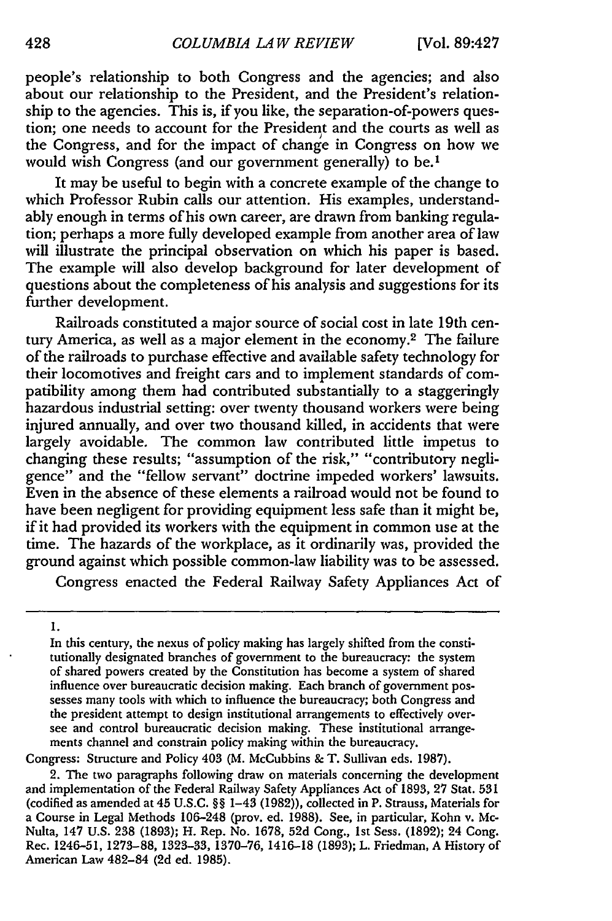people's relationship to both Congress and the agencies; and also about our relationship to the President, and the President's relationship to the agencies. This is, if you like, the separation-of-powers question; one needs to account for the President and the courts as well as the Congress, and for the impact of change in Congress on how we would wish Congress (and our government generally) to be.[1]

It may be useful to begin with a concrete example of the change to which Professor Rubin calls our attention. His examples, understandably enough in terms of his own career, are drawn from banking regulation; perhaps a more fully developed example from another area of law will illustrate the principal observation on which his paper is based. The example will also develop background for later development of questions about the completeness of his analysis and suggestions for its further development.

Railroads constituted a major source of social cost in late 19th century America, as well as a major element in the economy.[2] The failure of the railroads to purchase effective and available safety technology for their locomotives and freight cars and to implement standards of compatibility among them had contributed substantially to a staggeringly hazardous industrial setting: over twenty thousand workers were being injured annually, and over two thousand killed, in accidents that were largely avoidable. The common law contributed little impetus to changing these results; "assumption of the risk," "contributory negligence" and the "fellow servant" doctrine impeded workers' lawsuits. Even in the absence of these elements a railroad would not be found to have been negligent for providing equipment less safe than it might be, if it had provided its workers with the equipment in common use at the time. The hazards of the workplace, as it ordinarily was, provided the ground against which possible common-law liability was to be assessed.

Congress enacted the Federal Railway Safety Appliances Act of

---

1.

> In this century, the nexus of policy making has largely shifted from the constitutionally designated branches of government to the bureaucracy: the system of shared powers created by the Constitution has become a system of shared influence over bureaucratic decision making. Each branch of government possesses many tools with which to influence the bureaucracy; both Congress and the president attempt to design institutional arrangements to effectively oversee and control bureaucratic decision making. These institutional arrangements channel and constrain policy making within the bureaucracy.

Congress: Structure and Policy 403 (M. McCubbins & T. Sullivan eds. 1987).

2. The two paragraphs following draw on materials concerning the development and implementation of the Federal Railway Safety Appliances Act of 1893, 27 Stat. 531 (codified as amended at 45 U.S.C. §§ 1–43 (1982)), collected in P. Strauss, Materials for a Course in Legal Methods 106–248 (prov. ed. 1988). See, in particular, Kohn v. McNulta, 147 U.S. 238 (1893); H. Rep. No. 1678, 52d Cong., 1st Sess. (1892); 24 Cong. Rec. 1246–51, 1273–88, 1323–33, 1370–76, 1416–18 (1893); L. Friedman, A History of American Law 482–84 (2d ed. 1985).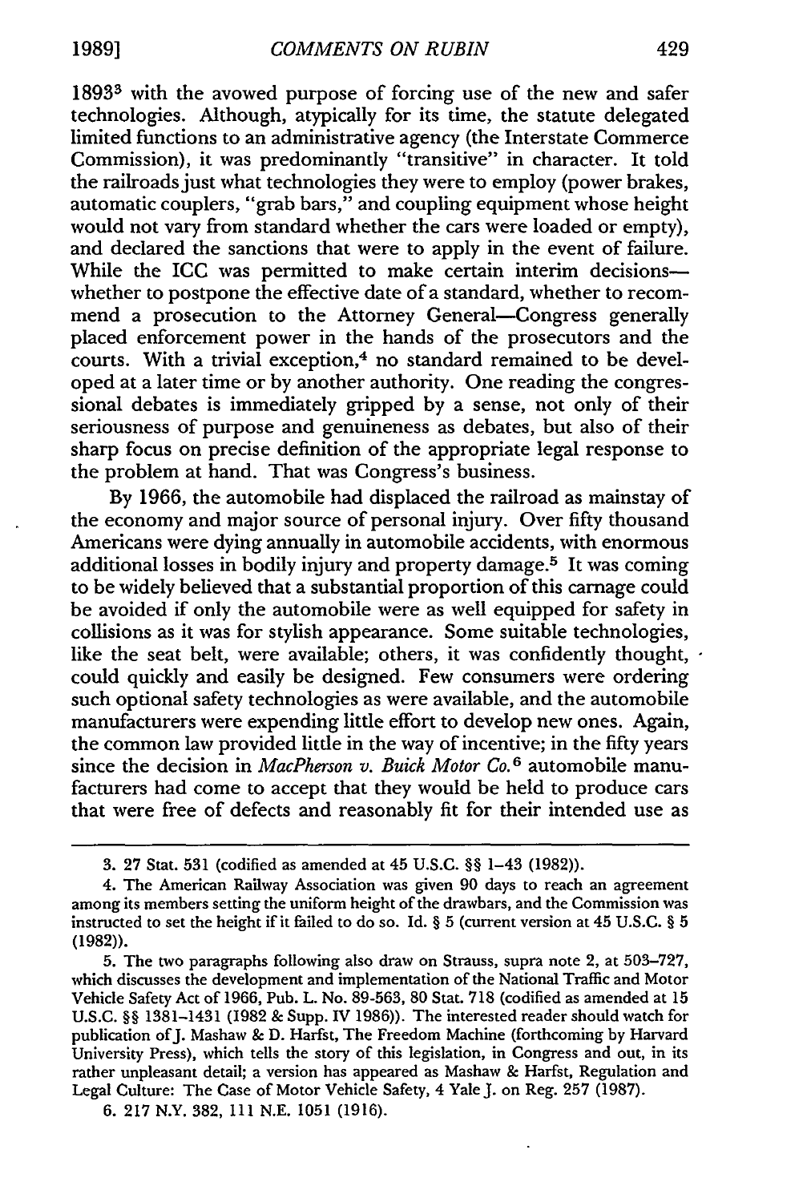1893[3] with the avowed purpose of forcing use of the new and safer technologies. Although, atypically for its time, the statute delegated limited functions to an administrative agency (the Interstate Commerce Commission), it was predominantly "transitive" in character. It told the railroads just what technologies they were to employ (power brakes, automatic couplers, "grab bars," and coupling equipment whose height would not vary from standard whether the cars were loaded or empty), and declared the sanctions that were to apply in the event of failure. While the ICC was permitted to make certain interim decisions—whether to postpone the effective date of a standard, whether to recommend a prosecution to the Attorney General—Congress generally placed enforcement power in the hands of the prosecutors and the courts. With a trivial exception,[4] no standard remained to be developed at a later time or by another authority. One reading the congressional debates is immediately gripped by a sense, not only of their seriousness of purpose and genuineness as debates, but also of their sharp focus on precise definition of the appropriate legal response to the problem at hand. That was Congress's business.

By 1966, the automobile had displaced the railroad as mainstay of the economy and major source of personal injury. Over fifty thousand Americans were dying annually in automobile accidents, with enormous additional losses in bodily injury and property damage.[5] It was coming to be widely believed that a substantial proportion of this carnage could be avoided if only the automobile were as well equipped for safety in collisions as it was for stylish appearance. Some suitable technologies, like the seat belt, were available; others, it was confidently thought, could quickly and easily be designed. Few consumers were ordering such optional safety technologies as were available, and the automobile manufacturers were expending little effort to develop new ones. Again, the common law provided little in the way of incentive; in the fifty years since the decision in *MacPherson v. Buick Motor Co.*[6] automobile manufacturers had come to accept that they would be held to produce cars that were free of defects and reasonably fit for their intended use as

3. 27 Stat. 531 (codified as amended at 45 U.S.C. §§ 1–43 (1982)).

4. The American Railway Association was given 90 days to reach an agreement among its members setting the uniform height of the drawbars, and the Commission was instructed to set the height if it failed to do so. Id. § 5 (current version at 45 U.S.C. § 5 (1982)).

5. The two paragraphs following also draw on Strauss, supra note 2, at 503–727, which discusses the development and implementation of the National Traffic and Motor Vehicle Safety Act of 1966, Pub. L. No. 89-563, 80 Stat. 718 (codified as amended at 15 U.S.C. §§ 1381–1431 (1982 & Supp. IV 1986)). The interested reader should watch for publication of J. Mashaw & D. Harfst, The Freedom Machine (forthcoming by Harvard University Press), which tells the story of this legislation, in Congress and out, in its rather unpleasant detail; a version has appeared as Mashaw & Harfst, Regulation and Legal Culture: The Case of Motor Vehicle Safety, 4 Yale J. on Reg. 257 (1987).

6. 217 N.Y. 382, 111 N.E. 1051 (1916).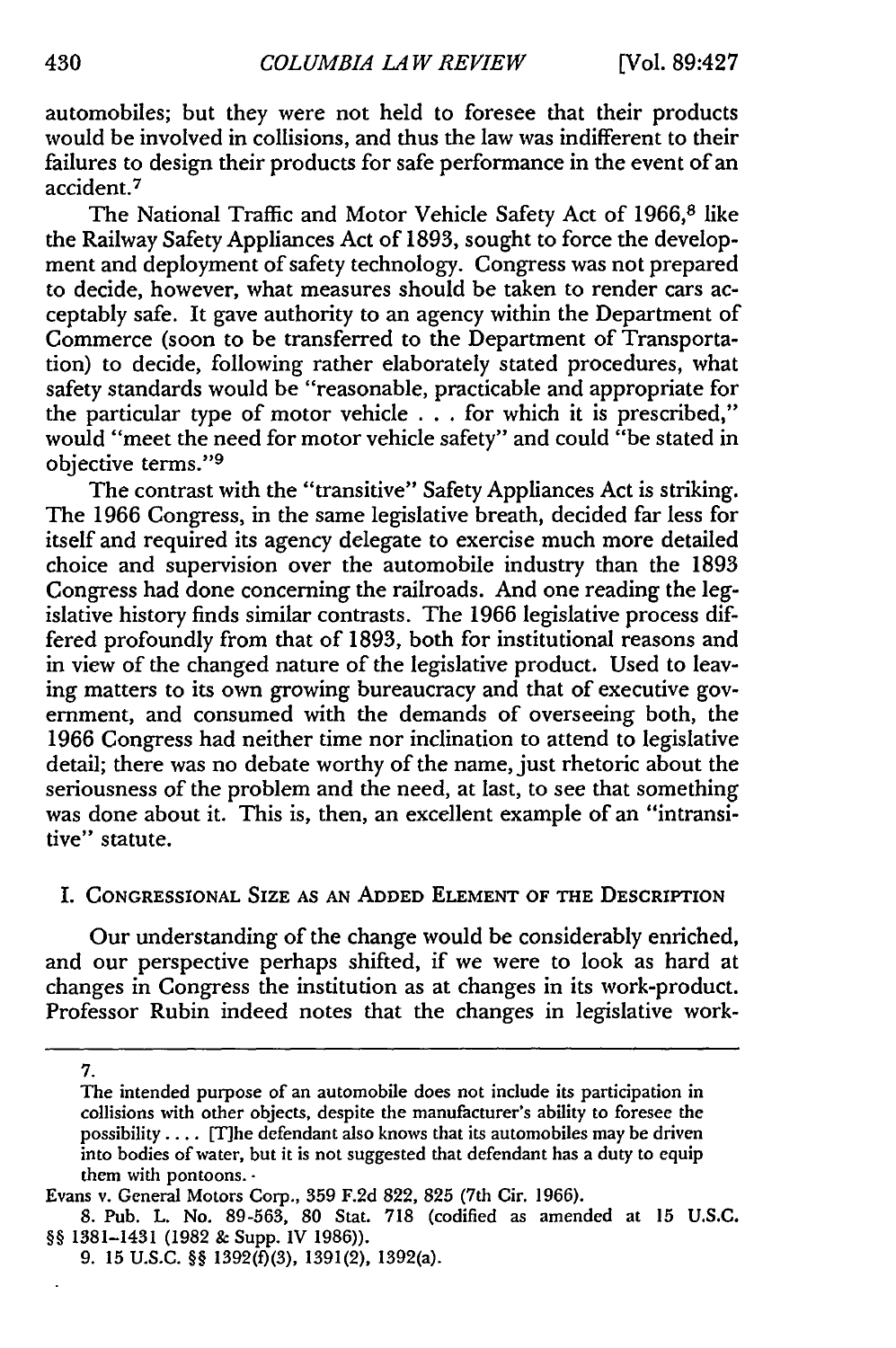automobiles; but they were not held to foresee that their products would be involved in collisions, and thus the law was indifferent to their failures to design their products for safe performance in the event of an accident.[7]

The National Traffic and Motor Vehicle Safety Act of 1966,[8] like the Railway Safety Appliances Act of 1893, sought to force the development and deployment of safety technology. Congress was not prepared to decide, however, what measures should be taken to render cars acceptably safe. It gave authority to an agency within the Department of Commerce (soon to be transferred to the Department of Transportation) to decide, following rather elaborately stated procedures, what safety standards would be "reasonable, practicable and appropriate for the particular type of motor vehicle . . . for which it is prescribed," would "meet the need for motor vehicle safety" and could "be stated in objective terms."[9]

The contrast with the "transitive" Safety Appliances Act is striking. The 1966 Congress, in the same legislative breath, decided far less for itself and required its agency delegate to exercise much more detailed choice and supervision over the automobile industry than the 1893 Congress had done concerning the railroads. And one reading the legislative history finds similar contrasts. The 1966 legislative process differed profoundly from that of 1893, both for institutional reasons and in view of the changed nature of the legislative product. Used to leaving matters to its own growing bureaucracy and that of executive government, and consumed with the demands of overseeing both, the 1966 Congress had neither time nor inclination to attend to legislative detail; there was no debate worthy of the name, just rhetoric about the seriousness of the problem and the need, at last, to see that something was done about it. This is, then, an excellent example of an "intransitive" statute.

## I. Congressional Size as an Added Element of the Description

Our understanding of the change would be considerably enriched, and our perspective perhaps shifted, if we were to look as hard at changes in Congress the institution as at changes in its work-product. Professor Rubin indeed notes that the changes in legislative work-

---

7.

> The intended purpose of an automobile does not include its participation in collisions with other objects, despite the manufacturer's ability to foresee the possibility. . . . [T]he defendant also knows that its automobiles may be driven into bodies of water, but it is not suggested that defendant has a duty to equip them with pontoons.

Evans v. General Motors Corp., 359 F.2d 822, 825 (7th Cir. 1966).

8. Pub. L. No. 89-563, 80 Stat. 718 (codified as amended at 15 U.S.C. §§ 1381-1431 (1982 & Supp. IV 1986)).

9. 15 U.S.C. §§ 1392(f)(3), 1391(2), 1392(a).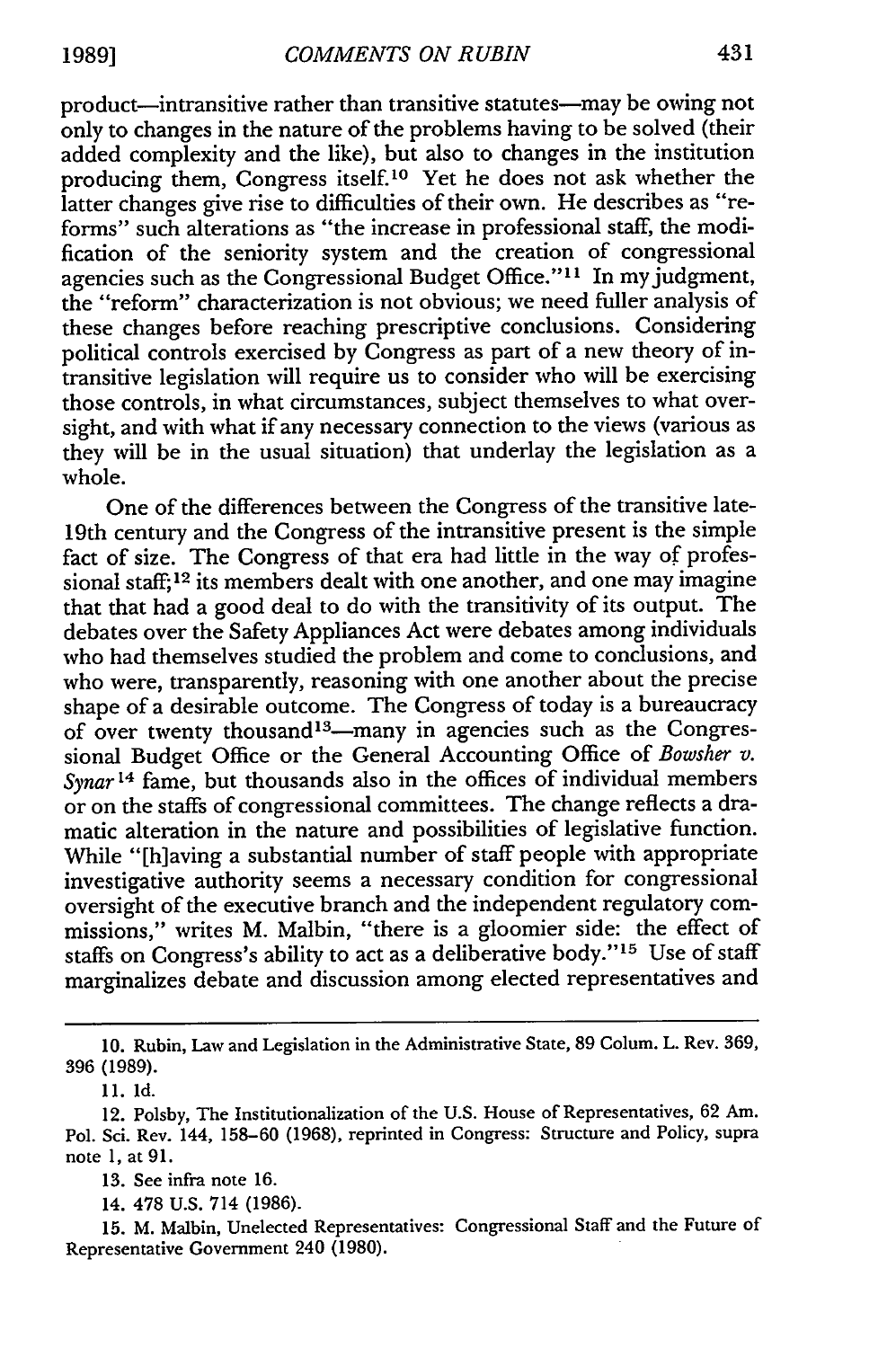product—intransitive rather than transitive statutes—may be owing not only to changes in the nature of the problems having to be solved (their added complexity and the like), but also to changes in the institution producing them, Congress itself.[10] Yet he does not ask whether the latter changes give rise to difficulties of their own. He describes as "reforms" such alterations as "the increase in professional staff, the modification of the seniority system and the creation of congressional agencies such as the Congressional Budget Office."[11] In my judgment, the "reform" characterization is not obvious; we need fuller analysis of these changes before reaching prescriptive conclusions. Considering political controls exercised by Congress as part of a new theory of intransitive legislation will require us to consider who will be exercising those controls, in what circumstances, subject themselves to what oversight, and with what if any necessary connection to the views (various as they will be in the usual situation) that underlay the legislation as a whole.

One of the differences between the Congress of the transitive late-19th century and the Congress of the intransitive present is the simple fact of size. The Congress of that era had little in the way of professional staff;[12] its members dealt with one another, and one may imagine that that had a good deal to do with the transitivity of its output. The debates over the Safety Appliances Act were debates among individuals who had themselves studied the problem and come to conclusions, and who were, transparently, reasoning with one another about the precise shape of a desirable outcome. The Congress of today is a bureaucracy of over twenty thousand[13]—many in agencies such as the Congressional Budget Office or the General Accounting Office of *Bowsher v. Synar*[14] fame, but thousands also in the offices of individual members or on the staffs of congressional committees. The change reflects a dramatic alteration in the nature and possibilities of legislative function. While "[h]aving a substantial number of staff people with appropriate investigative authority seems a necessary condition for congressional oversight of the executive branch and the independent regulatory commissions," writes M. Malbin, "there is a gloomier side: the effect of staffs on Congress's ability to act as a deliberative body."[15] Use of staff marginalizes debate and discussion among elected representatives and

---

10. Rubin, Law and Legislation in the Administrative State, 89 Colum. L. Rev. 369, 396 (1989).

11. Id.

12. Polsby, The Institutionalization of the U.S. House of Representatives, 62 Am. Pol. Sci. Rev. 144, 158–60 (1968), reprinted in Congress: Structure and Policy, supra note 1, at 91.

13. See infra note 16.

14. 478 U.S. 714 (1986).

15. M. Malbin, Unelected Representatives: Congressional Staff and the Future of Representative Government 240 (1980).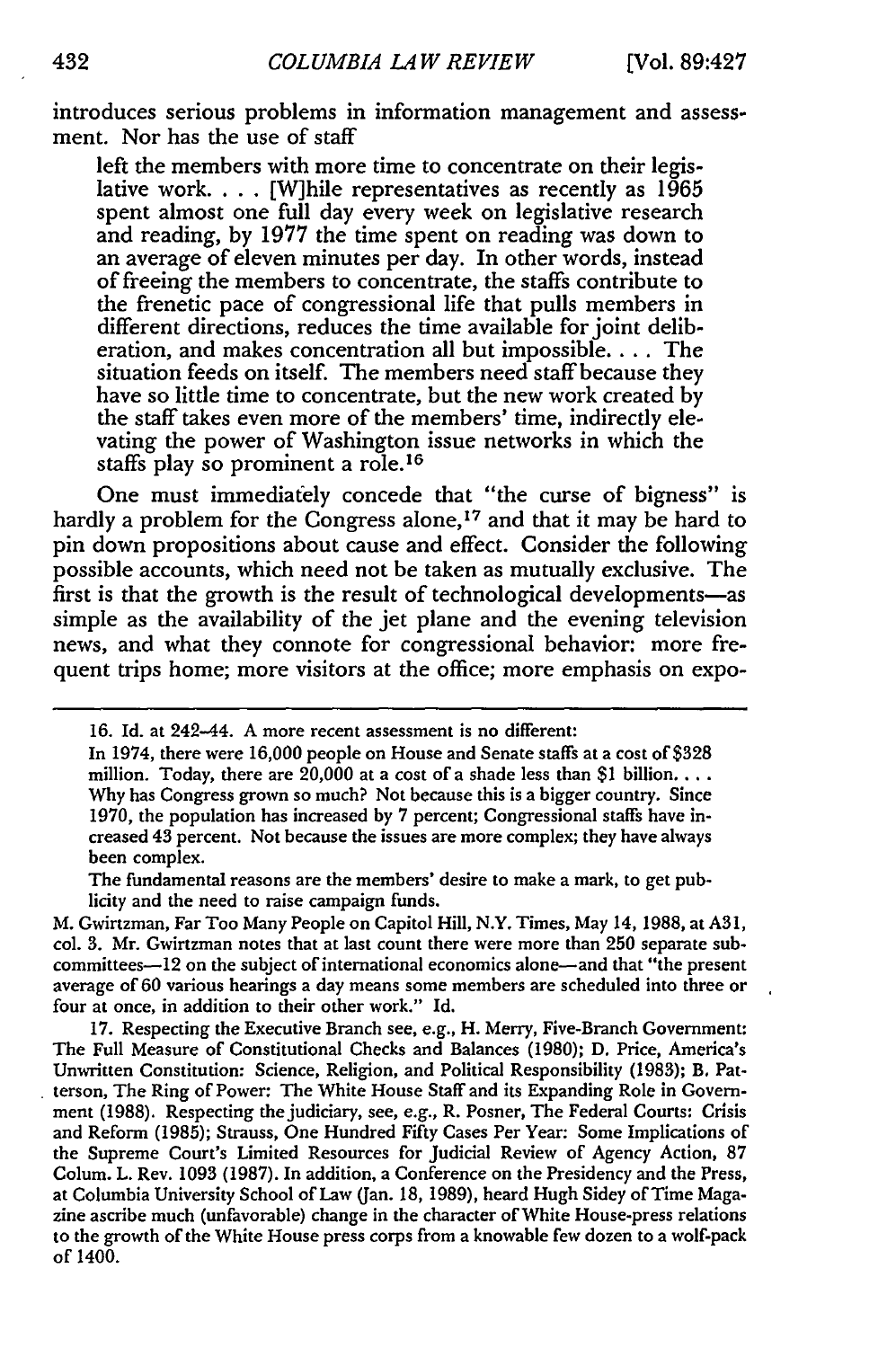introduces serious problems in information management and assessment. Nor has the use of staff

> left the members with more time to concentrate on their legislative work. . . . [W]hile representatives as recently as 1965 spent almost one full day every week on legislative research and reading, by 1977 the time spent on reading was down to an average of eleven minutes per day. In other words, instead of freeing the members to concentrate, the staffs contribute to the frenetic pace of congressional life that pulls members in different directions, reduces the time available for joint deliberation, and makes concentration all but impossible. . . . The situation feeds on itself. The members need staff because they have so little time to concentrate, but the new work created by the staff takes even more of the members' time, indirectly elevating the power of Washington issue networks in which the staffs play so prominent a role.[16]

One must immediately concede that "the curse of bigness" is hardly a problem for the Congress alone,[17] and that it may be hard to pin down propositions about cause and effect. Consider the following possible accounts, which need not be taken as mutually exclusive. The first is that the growth is the result of technological developments—as simple as the availability of the jet plane and the evening television news, and what they connote for congressional behavior: more frequent trips home; more visitors at the office; more emphasis on expo-

---

16. Id. at 242–44. A more recent assessment is no different:

> In 1974, there were 16,000 people on House and Senate staffs at a cost of $328 million. Today, there are 20,000 at a cost of a shade less than $1 billion. . . . Why has Congress grown so much? Not because this is a bigger country. Since 1970, the population has increased by 7 percent; Congressional staffs have increased 43 percent. Not because the issues are more complex; they have always been complex.
>
> The fundamental reasons are the members' desire to make a mark, to get publicity and the need to raise campaign funds.

M. Gwirtzman, Far Too Many People on Capitol Hill, N.Y. Times, May 14, 1988, at A31, col. 3. Mr. Gwirtzman notes that at last count there were more than 250 separate subcommittees—12 on the subject of international economics alone—and that "the present average of 60 various hearings a day means some members are scheduled into three or four at once, in addition to their other work." Id.

17. Respecting the Executive Branch see, e.g., H. Merry, Five-Branch Government: The Full Measure of Constitutional Checks and Balances (1980); D. Price, America's Unwritten Constitution: Science, Religion, and Political Responsibility (1983); B. Patterson, The Ring of Power: The White House Staff and its Expanding Role in Government (1988). Respecting the judiciary, see, e.g., R. Posner, The Federal Courts: Crisis and Reform (1985); Strauss, One Hundred Fifty Cases Per Year: Some Implications of the Supreme Court's Limited Resources for Judicial Review of Agency Action, 87 Colum. L. Rev. 1093 (1987). In addition, a Conference on the Presidency and the Press, at Columbia University School of Law (Jan. 18, 1989), heard Hugh Sidey of Time Magazine ascribe much (unfavorable) change in the character of White House-press relations to the growth of the White House press corps from a knowable few dozen to a wolf-pack of 1400.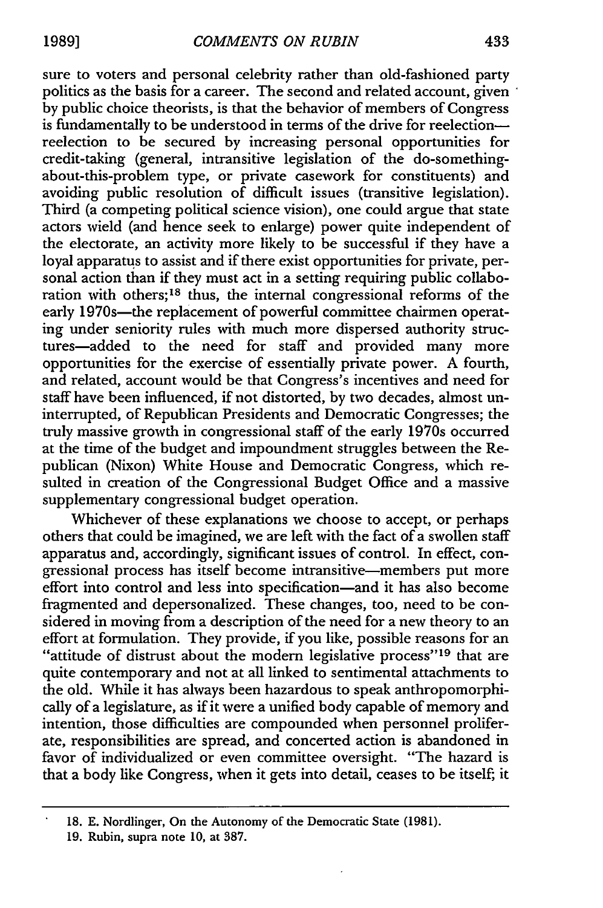sure to voters and personal celebrity rather than old-fashioned party politics as the basis for a career. The second and related account, given by public choice theorists, is that the behavior of members of Congress is fundamentally to be understood in terms of the drive for reelection—reelection to be secured by increasing personal opportunities for credit-taking (general, intransitive legislation of the do-something-about-this-problem type, or private casework for constituents) and avoiding public resolution of difficult issues (transitive legislation). Third (a competing political science vision), one could argue that state actors wield (and hence seek to enlarge) power quite independent of the electorate, an activity more likely to be successful if they have a loyal apparatus to assist and if there exist opportunities for private, personal action than if they must act in a setting requiring public collaboration with others;[18] thus, the internal congressional reforms of the early 1970s—the replacement of powerful committee chairmen operating under seniority rules with much more dispersed authority structures—added to the need for staff and provided many more opportunities for the exercise of essentially private power. A fourth, and related, account would be that Congress's incentives and need for staff have been influenced, if not distorted, by two decades, almost uninterrupted, of Republican Presidents and Democratic Congresses; the truly massive growth in congressional staff of the early 1970s occurred at the time of the budget and impoundment struggles between the Republican (Nixon) White House and Democratic Congress, which resulted in creation of the Congressional Budget Office and a massive supplementary congressional budget operation.

Whichever of these explanations we choose to accept, or perhaps others that could be imagined, we are left with the fact of a swollen staff apparatus and, accordingly, significant issues of control. In effect, congressional process has itself become intransitive—members put more effort into control and less into specification—and it has also become fragmented and depersonalized. These changes, too, need to be considered in moving from a description of the need for a new theory to an effort at formulation. They provide, if you like, possible reasons for an "attitude of distrust about the modern legislative process"[19] that are quite contemporary and not at all linked to sentimental attachments to the old. While it has always been hazardous to speak anthropomorphically of a legislature, as if it were a unified body capable of memory and intention, those difficulties are compounded when personnel proliferate, responsibilities are spread, and concerted action is abandoned in favor of individualized or even committee oversight. "The hazard is that a body like Congress, when it gets into detail, ceases to be itself; it

---

18. E. Nordlinger, On the Autonomy of the Democratic State (1981).

19. Rubin, supra note 10, at 387.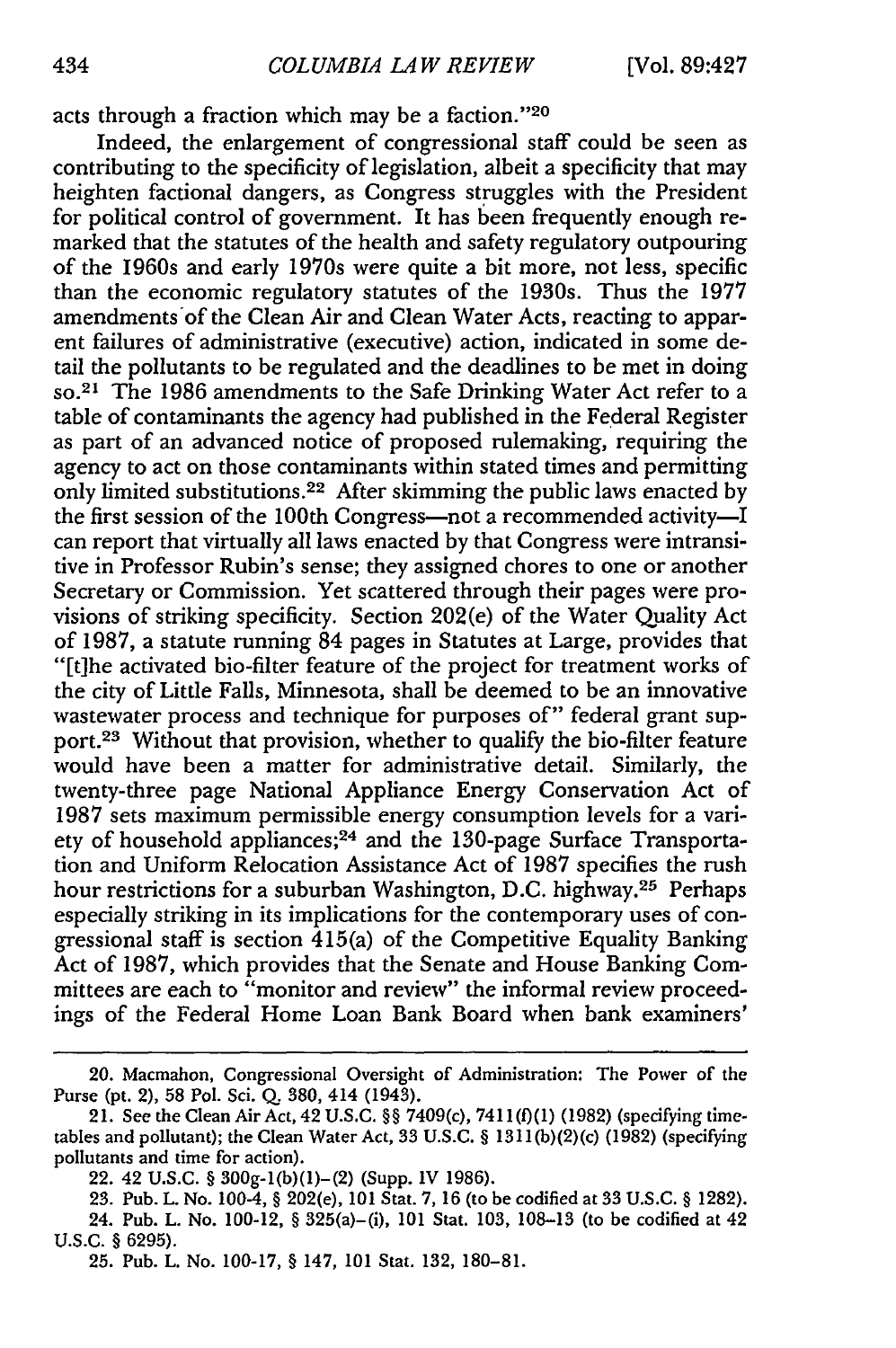acts through a fraction which may be a faction."[20]

Indeed, the enlargement of congressional staff could be seen as contributing to the specificity of legislation, albeit a specificity that may heighten factional dangers, as Congress struggles with the President for political control of government. It has been frequently enough remarked that the statutes of the health and safety regulatory outpouring of the 1960s and early 1970s were quite a bit more, not less, specific than the economic regulatory statutes of the 1930s. Thus the 1977 amendments of the Clean Air and Clean Water Acts, reacting to apparent failures of administrative (executive) action, indicated in some detail the pollutants to be regulated and the deadlines to be met in doing so.[21] The 1986 amendments to the Safe Drinking Water Act refer to a table of contaminants the agency had published in the Federal Register as part of an advanced notice of proposed rulemaking, requiring the agency to act on those contaminants within stated times and permitting only limited substitutions.[22] After skimming the public laws enacted by the first session of the 100th Congress—not a recommended activity—I can report that virtually all laws enacted by that Congress were intransitive in Professor Rubin's sense; they assigned chores to one or another Secretary or Commission. Yet scattered through their pages were provisions of striking specificity. Section 202(e) of the Water Quality Act of 1987, a statute running 84 pages in Statutes at Large, provides that "[t]he activated bio-filter feature of the project for treatment works of the city of Little Falls, Minnesota, shall be deemed to be an innovative wastewater process and technique for purposes of" federal grant support.[23] Without that provision, whether to qualify the bio-filter feature would have been a matter for administrative detail. Similarly, the twenty-three page National Appliance Energy Conservation Act of 1987 sets maximum permissible energy consumption levels for a variety of household appliances;[24] and the 130-page Surface Transportation and Uniform Relocation Assistance Act of 1987 specifies the rush hour restrictions for a suburban Washington, D.C. highway.[25] Perhaps especially striking in its implications for the contemporary uses of congressional staff is section 415(a) of the Competitive Equality Banking Act of 1987, which provides that the Senate and House Banking Committees are each to "monitor and review" the informal review proceedings of the Federal Home Loan Bank Board when bank examiners'

---

20. Macmahon, Congressional Oversight of Administration: The Power of the Purse (pt. 2), 58 Pol. Sci. Q. 380, 414 (1943).

21. See the Clean Air Act, 42 U.S.C. §§ 7409(c), 7411(f)(1) (1982) (specifying timetables and pollutant); the Clean Water Act, 33 U.S.C. § 1311(b)(2)(c) (1982) (specifying pollutants and time for action).

22. 42 U.S.C. § 300g-1(b)(1)-(2) (Supp. IV 1986).

23. Pub. L. No. 100-4, § 202(e), 101 Stat. 7, 16 (to be codified at 33 U.S.C. § 1282).

24. Pub. L. No. 100-12, § 325(a)-(i), 101 Stat. 103, 108-13 (to be codified at 42 U.S.C. § 6295).

25. Pub. L. No. 100-17, § 147, 101 Stat. 132, 180-81.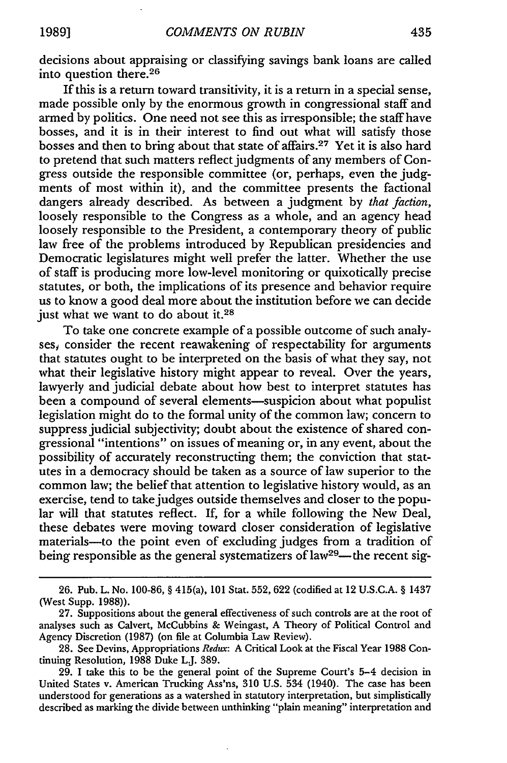decisions about appraising or classifying savings bank loans are called into question there.[26]

If this is a return toward transitivity, it is a return in a special sense, made possible only by the enormous growth in congressional staff and armed by politics. One need not see this as irresponsible; the staff have bosses, and it is in their interest to find out what will satisfy those bosses and then to bring about that state of affairs.[27] Yet it is also hard to pretend that such matters reflect judgments of any members of Congress outside the responsible committee (or, perhaps, even the judgments of most within it), and the committee presents the factional dangers already described. As between a judgment by *that faction*, loosely responsible to the Congress as a whole, and an agency head loosely responsible to the President, a contemporary theory of public law free of the problems introduced by Republican presidencies and Democratic legislatures might well prefer the latter. Whether the use of staff is producing more low-level monitoring or quixotically precise statutes, or both, the implications of its presence and behavior require us to know a good deal more about the institution before we can decide just what we want to do about it.[28]

To take one concrete example of a possible outcome of such analyses, consider the recent reawakening of respectability for arguments that statutes ought to be interpreted on the basis of what they say, not what their legislative history might appear to reveal. Over the years, lawyerly and judicial debate about how best to interpret statutes has been a compound of several elements—suspicion about what populist legislation might do to the formal unity of the common law; concern to suppress judicial subjectivity; doubt about the existence of shared congressional "intentions" on issues of meaning or, in any event, about the possibility of accurately reconstructing them; the conviction that statutes in a democracy should be taken as a source of law superior to the common law; the belief that attention to legislative history would, as an exercise, tend to take judges outside themselves and closer to the popular will that statutes reflect. If, for a while following the New Deal, these debates were moving toward closer consideration of legislative materials—to the point even of excluding judges from a tradition of being responsible as the general systematizers of law[29]—the recent sig-

---

26. Pub. L. No. 100-86, § 415(a), 101 Stat. 552, 622 (codified at 12 U.S.C.A. § 1437 (West Supp. 1988)).

27. Suppositions about the general effectiveness of such controls are at the root of analyses such as Calvert, McCubbins & Weingast, A Theory of Political Control and Agency Discretion (1987) (on file at Columbia Law Review).

28. See Devins, Appropriations *Redux*: A Critical Look at the Fiscal Year 1988 Continuing Resolution, 1988 Duke L.J. 389.

29. I take this to be the general point of the Supreme Court's 5–4 decision in United States v. American Trucking Ass'ns, 310 U.S. 534 (1940). The case has been understood for generations as a watershed in statutory interpretation, but simplistically described as marking the divide between unthinking "plain meaning" interpretation and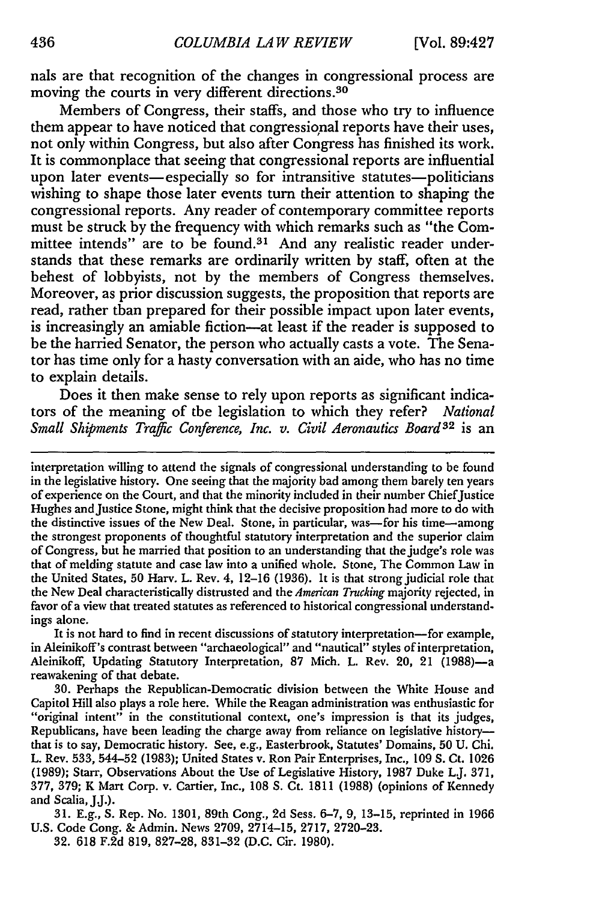nals are that recognition of the changes in congressional process are moving the courts in very different directions.[30]

Members of Congress, their staffs, and those who try to influence them appear to have noticed that congressional reports have their uses, not only within Congress, but also after Congress has finished its work. It is commonplace that seeing that congressional reports are influential upon later events—especially so for intransitive statutes—politicians wishing to shape those later events turn their attention to shaping the congressional reports. Any reader of contemporary committee reports must be struck by the frequency with which remarks such as "the Committee intends" are to be found.[31] And any realistic reader understands that these remarks are ordinarily written by staff, often at the behest of lobbyists, not by the members of Congress themselves. Moreover, as prior discussion suggests, the proposition that reports are read, rather tban prepared for their possible impact upon later events, is increasingly an amiable fiction—at least if the reader is supposed to be the harried Senator, the person who actually casts a vote. The Senator has time only for a hasty conversation with an aide, who has no time to explain details.

Does it then make sense to rely upon reports as significant indicators of the meaning of tbe legislation to which they refer? *National Small Shipments Traffic Conference, Inc. v. Civil Aeronautics Board*[32] is an

---

interpretation willing to attend the signals of congressional understanding to be found in the legislative history. One seeing that the majority bad among them barely ten years of experience on the Court, and that the minority included in their number Chief Justice Hughes and Justice Stone, might think that the decisive proposition had more to do with the distinctive issues of the New Deal. Stone, in particular, was—for his time—among the strongest proponents of thoughtful statutory interpretation and the superior claim of Congress, but he married that position to an understanding that the judge's role was that of melding statute and case law into a unified whole. Stone, The Common Law in the United States, 50 Harv. L. Rev. 4, 12–16 (1936). It is that strong judicial role that the New Deal characteristically distrusted and the *American Trucking* majority rejected, in favor of a view that treated statutes as referenced to historical congressional understandings alone.

It is not hard to find in recent discussions of statutory interpretation—for example, in Aleinikoff's contrast between "archaeological" and "nautical" styles of interpretation, Aleinikoff, Updating Statutory Interpretation, 87 Mich. L. Rev. 20, 21 (1988)—a reawakening of that debate.

30. Perhaps the Republican-Democratic division between the White House and Capitol Hill also plays a role here. While the Reagan administration was enthusiastic for "original intent" in the constitutional context, one's impression is that its judges, Republicans, have been leading the charge away from reliance on legislative history—that is to say, Democratic history. See, e.g., Easterbrook, Statutes' Domains, 50 U. Chi. L. Rev. 533, 544–52 (1983); United States v. Ron Pair Enterprises, Inc., 109 S. Ct. 1026 (1989); Starr, Observations About the Use of Legislative History, 1987 Duke L.J. 371, 377, 379; K Mart Corp. v. Cartier, Inc., 108 S. Ct. 1811 (1988) (opinions of Kennedy and Scalia, JJ.).

31. E.g., S. Rep. No. 1301, 89th Cong., 2d Sess. 6–7, 9, 13–15, reprinted in 1966 U.S. Code Cong. & Admin. News 2709, 2714–15, 2717, 2720–23.

32. 618 F.2d 819, 827–28, 831–32 (D.C. Cir. 1980).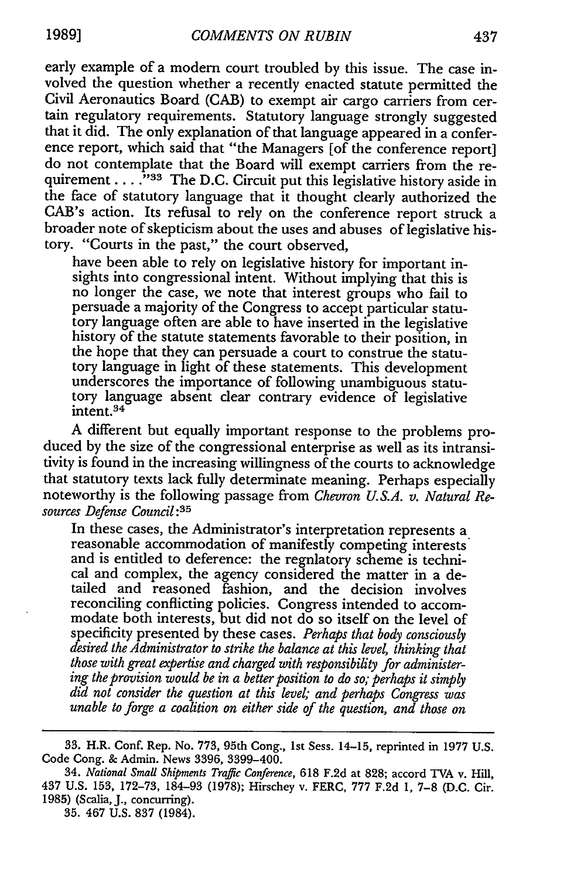early example of a modern court troubled by this issue. The case involved the question whether a recently enacted statute permitted the Civil Aeronautics Board (CAB) to exempt air cargo carriers from certain regulatory requirements. Statutory language strongly suggested that it did. The only explanation of that language appeared in a conference report, which said that "the Managers [of the conference report] do not contemplate that the Board will exempt carriers from the requirement . . . ."[33] The D.C. Circuit put this legislative history aside in the face of statutory language that it thought clearly authorized the CAB's action. Its refusal to rely on the conference report struck a broader note of skepticism about the uses and abuses of legislative history. "Courts in the past," the court observed,

> have been able to rely on legislative history for important insights into congressional intent. Without implying that this is no longer the case, we note that interest groups who fail to persuade a majority of the Congress to accept particular statutory language often are able to have inserted in the legislative history of the statute statements favorable to their position, in the hope that they can persuade a court to construe the statutory language in light of these statements. This development underscores the importance of following unambiguous statutory language absent clear contrary evidence of legislative intent.[34]

A different but equally important response to the problems produced by the size of the congressional enterprise as well as its intransitivity is found in the increasing willingness of the courts to acknowledge that statutory texts lack fully determinate meaning. Perhaps especially noteworthy is the following passage from *Chevron U.S.A. v. Natural Resources Defense Council*:[35]

> In these cases, the Administrator's interpretation represents a reasonable accommodation of manifestly competing interests and is entitled to deference: the regulatory scheme is technical and complex, the agency considered the matter in a detailed and reasoned fashion, and the decision involves reconciling conflicting policies. Congress intended to accommodate both interests, but did not do so itself on the level of specificity presented by these cases. *Perhaps that body consciously desired the Administrator to strike the balance at this level, thinking that those with great expertise and charged with responsibility for administering the provision would be in a better position to do so; perhaps it simply did not consider the question at this level; and perhaps Congress was unable to forge a coalition on either side of the question, and those on*

---

33. H.R. Conf. Rep. No. 773, 95th Cong., 1st Sess. 14–15, reprinted in 1977 U.S. Code Cong. & Admin. News 3396, 3399–400.

34. *National Small Shipments Traffic Conference*, 618 F.2d at 828; accord TVA v. Hill, 437 U.S. 153, 172–73, 184–93 (1978); Hirschey v. FERC, 777 F.2d 1, 7–8 (D.C. Cir. 1985) (Scalia, J., concurring).

35. 467 U.S. 837 (1984).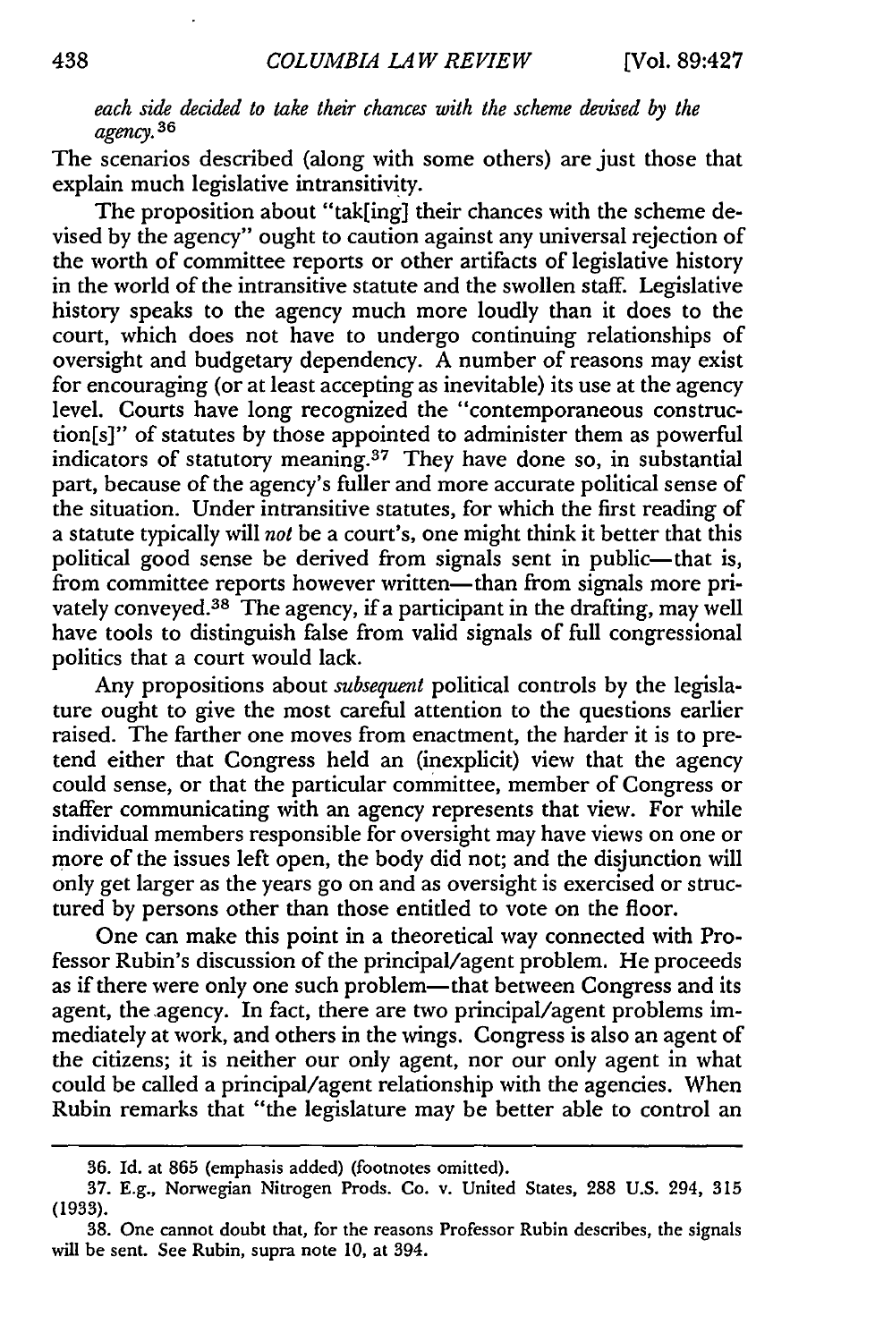*each side decided to take their chances with the scheme devised by the agency.*[36]

The scenarios described (along with some others) are just those that explain much legislative intransitivity.

The proposition about "tak[ing] their chances with the scheme devised by the agency" ought to caution against any universal rejection of the worth of committee reports or other artifacts of legislative history in the world of the intransitive statute and the swollen staff. Legislative history speaks to the agency much more loudly than it does to the court, which does not have to undergo continuing relationships of oversight and budgetary dependency. A number of reasons may exist for encouraging (or at least accepting as inevitable) its use at the agency level. Courts have long recognized the "contemporaneous construction[s]" of statutes by those appointed to administer them as powerful indicators of statutory meaning.[37] They have done so, in substantial part, because of the agency's fuller and more accurate political sense of the situation. Under intransitive statutes, for which the first reading of a statute typically will *not* be a court's, one might think it better that this political good sense be derived from signals sent in public—that is, from committee reports however written—than from signals more privately conveyed.[38] The agency, if a participant in the drafting, may well have tools to distinguish false from valid signals of full congressional politics that a court would lack.

Any propositions about *subsequent* political controls by the legislature ought to give the most careful attention to the questions earlier raised. The farther one moves from enactment, the harder it is to pretend either that Congress held an (inexplicit) view that the agency could sense, or that the particular committee, member of Congress or staffer communicating with an agency represents that view. For while individual members responsible for oversight may have views on one or more of the issues left open, the body did not; and the disjunction will only get larger as the years go on and as oversight is exercised or structured by persons other than those entitled to vote on the floor.

One can make this point in a theoretical way connected with Professor Rubin's discussion of the principal/agent problem. He proceeds as if there were only one such problem—that between Congress and its agent, the agency. In fact, there are two principal/agent problems immediately at work, and others in the wings. Congress is also an agent of the citizens; it is neither our only agent, nor our only agent in what could be called a principal/agent relationship with the agencies. When Rubin remarks that "the legislature may be better able to control an

---

36. Id. at 865 (emphasis added) (footnotes omitted).

37. E.g., Norwegian Nitrogen Prods. Co. v. United States, 288 U.S. 294, 315 (1933).

38. One cannot doubt that, for the reasons Professor Rubin describes, the signals will be sent. See Rubin, supra note 10, at 394.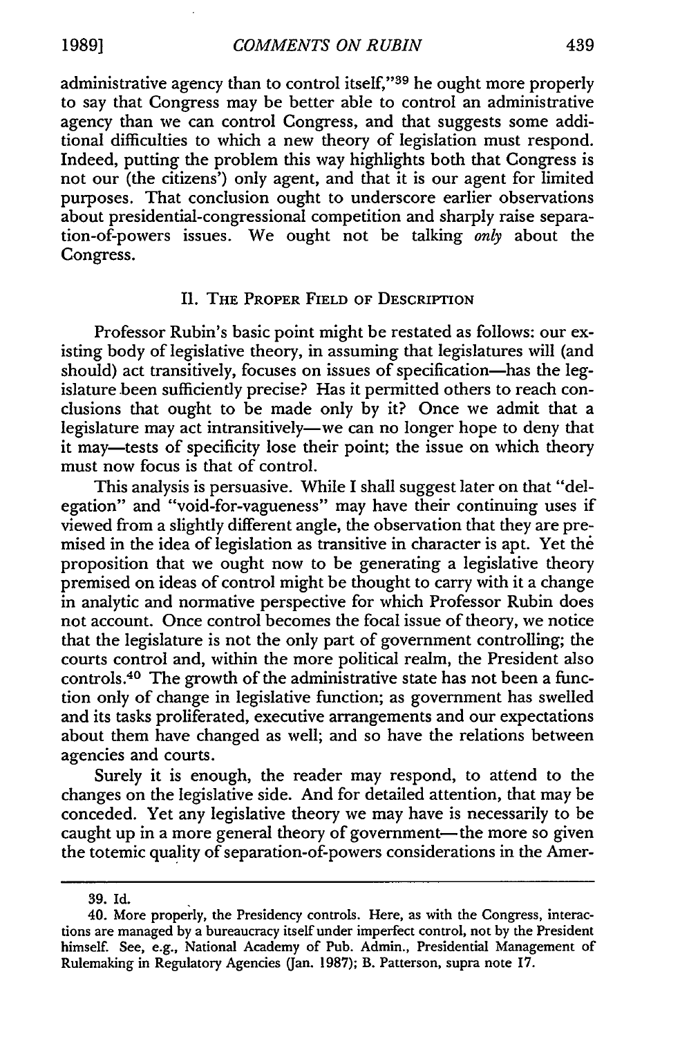administrative agency than to control itself,"[39] he ought more properly to say that Congress may be better able to control an administrative agency than we can control Congress, and that suggests some additional difficulties to which a new theory of legislation must respond. Indeed, putting the problem this way highlights both that Congress is not our (the citizens') only agent, and that it is our agent for limited purposes. That conclusion ought to underscore earlier observations about presidential-congressional competition and sharply raise separation-of-powers issues. We ought not be talking *only* about the Congress.

## II. THE PROPER FIELD OF DESCRIPTION

Professor Rubin's basic point might be restated as follows: our existing body of legislative theory, in assuming that legislatures will (and should) act transitively, focuses on issues of specification—has the legislature been sufficiently precise? Has it permitted others to reach conclusions that ought to be made only by it? Once we admit that a legislature may act intransitively—we can no longer hope to deny that it may—tests of specificity lose their point; the issue on which theory must now focus is that of control.

This analysis is persuasive. While I shall suggest later on that "delegation" and "void-for-vagueness" may have their continuing uses if viewed from a slightly different angle, the observation that they are premised in the idea of legislation as transitive in character is apt. Yet the proposition that we ought now to be generating a legislative theory premised on ideas of control might be thought to carry with it a change in analytic and normative perspective for which Professor Rubin does not account. Once control becomes the focal issue of theory, we notice that the legislature is not the only part of government controlling; the courts control and, within the more political realm, the President also controls.[40] The growth of the administrative state has not been a function only of change in legislative function; as government has swelled and its tasks proliferated, executive arrangements and our expectations about them have changed as well; and so have the relations between agencies and courts.

Surely it is enough, the reader may respond, to attend to the changes on the legislative side. And for detailed attention, that may be conceded. Yet any legislative theory we may have is necessarily to be caught up in a more general theory of government—the more so given the totemic quality of separation-of-powers considerations in the Amer-

---

39. Id.

40. More properly, the Presidency controls. Here, as with the Congress, interactions are managed by a bureaucracy itself under imperfect control, not by the President himself. See, e.g., National Academy of Pub. Admin., Presidential Management of Rulemaking in Regulatory Agencies (Jan. 1987); B. Patterson, supra note 17.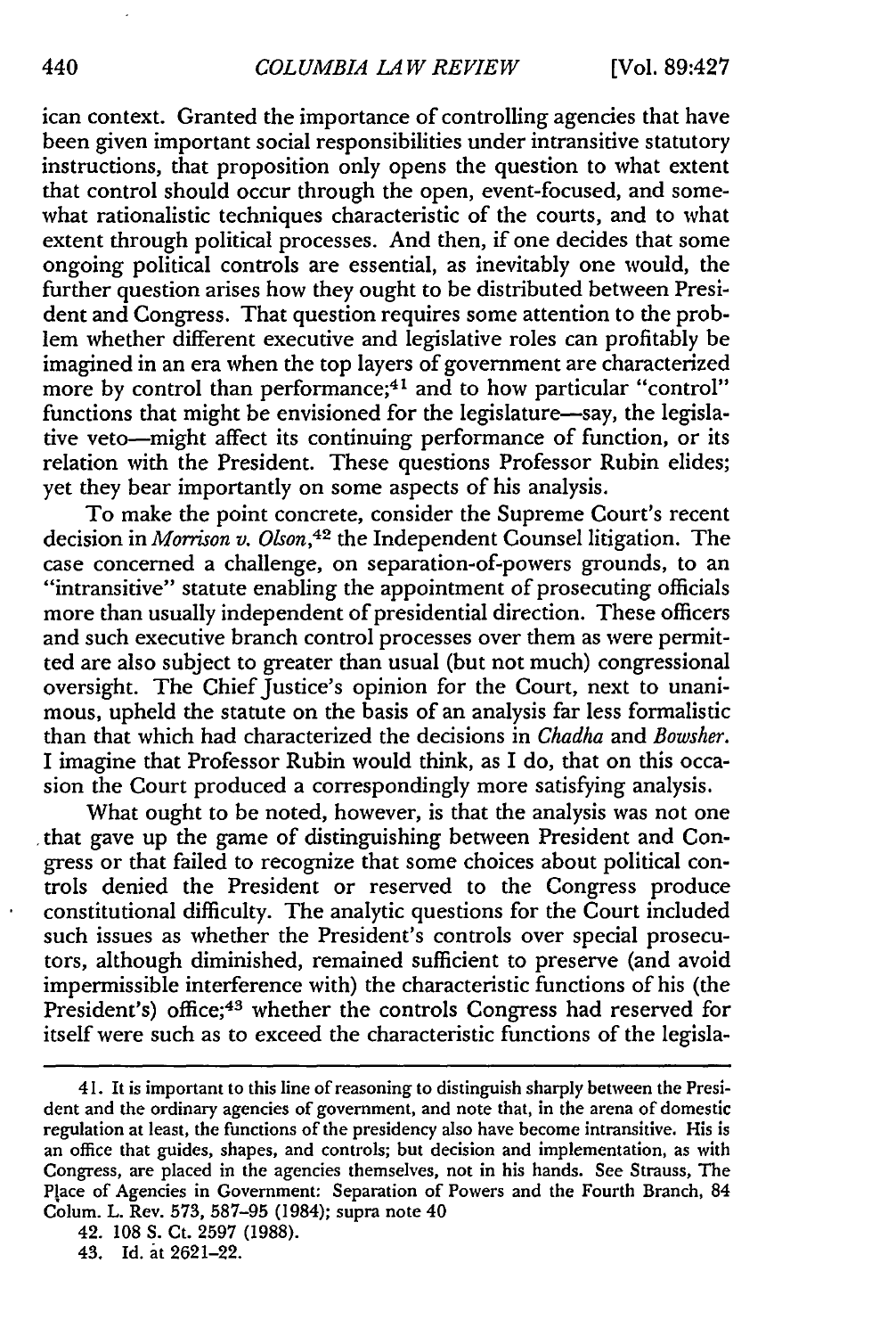ican context. Granted the importance of controlling agencies that have been given important social responsibilities under intransitive statutory instructions, that proposition only opens the question to what extent that control should occur through the open, event-focused, and somewhat rationalistic techniques characteristic of the courts, and to what extent through political processes. And then, if one decides that some ongoing political controls are essential, as inevitably one would, the further question arises how they ought to be distributed between President and Congress. That question requires some attention to the problem whether different executive and legislative roles can profitably be imagined in an era when the top layers of government are characterized more by control than performance;[41] and to how particular "control" functions that might be envisioned for the legislature—say, the legislative veto—might affect its continuing performance of function, or its relation with the President. These questions Professor Rubin elides; yet they bear importantly on some aspects of his analysis.

To make the point concrete, consider the Supreme Court's recent decision in *Morrison v. Olson*,[42] the Independent Counsel litigation. The case concerned a challenge, on separation-of-powers grounds, to an "intransitive" statute enabling the appointment of prosecuting officials more than usually independent of presidential direction. These officers and such executive branch control processes over them as were permitted are also subject to greater than usual (but not much) congressional oversight. The Chief Justice's opinion for the Court, next to unanimous, upheld the statute on the basis of an analysis far less formalistic than that which had characterized the decisions in *Chadha* and *Bowsher*. I imagine that Professor Rubin would think, as I do, that on this occasion the Court produced a correspondingly more satisfying analysis.

What ought to be noted, however, is that the analysis was not one that gave up the game of distinguishing between President and Congress or that failed to recognize that some choices about political controls denied the President or reserved to the Congress produce constitutional difficulty. The analytic questions for the Court included such issues as whether the President's controls over special prosecutors, although diminished, remained sufficient to preserve (and avoid impermissible interference with) the characteristic functions of his (the President's) office;[43] whether the controls Congress had reserved for itself were such as to exceed the characteristic functions of the legisla-

---

41. It is important to this line of reasoning to distinguish sharply between the President and the ordinary agencies of government, and note that, in the arena of domestic regulation at least, the functions of the presidency also have become intransitive. His is an office that guides, shapes, and controls; but decision and implementation, as with Congress, are placed in the agencies themselves, not in his hands. See Strauss, The Place of Agencies in Government: Separation of Powers and the Fourth Branch, 84 Colum. L. Rev. 573, 587–95 (1984); supra note 40

42. 108 S. Ct. 2597 (1988).

43. Id. at 2621–22.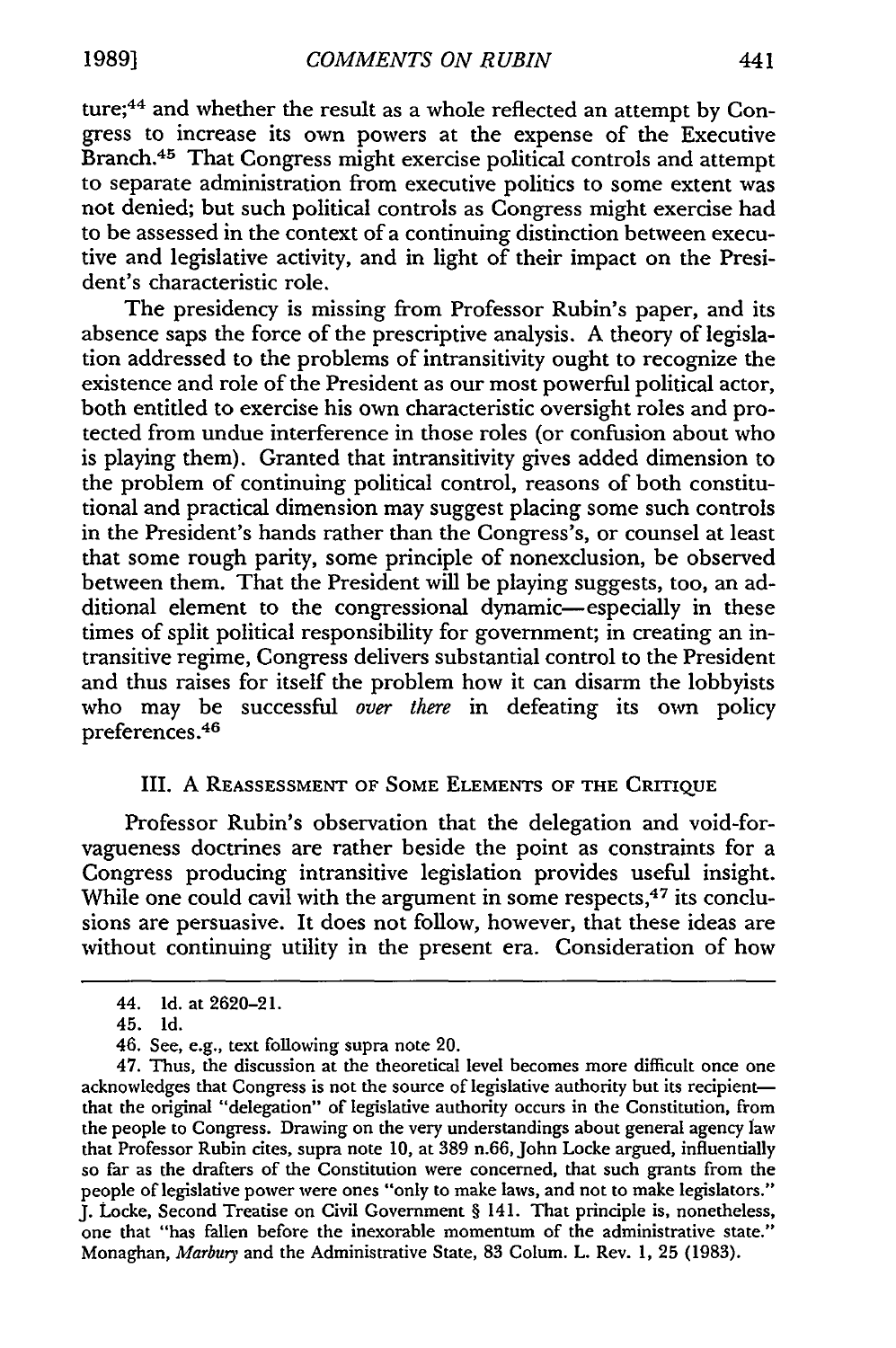ture;[44] and whether the result as a whole reflected an attempt by Congress to increase its own powers at the expense of the Executive Branch.[45] That Congress might exercise political controls and attempt to separate administration from executive politics to some extent was not denied; but such political controls as Congress might exercise had to be assessed in the context of a continuing distinction between executive and legislative activity, and in light of their impact on the President's characteristic role.

The presidency is missing from Professor Rubin's paper, and its absence saps the force of the prescriptive analysis. A theory of legislation addressed to the problems of intransitivity ought to recognize the existence and role of the President as our most powerful political actor, both entitled to exercise his own characteristic oversight roles and protected from undue interference in those roles (or confusion about who is playing them). Granted that intransitivity gives added dimension to the problem of continuing political control, reasons of both constitutional and practical dimension may suggest placing some such controls in the President's hands rather than the Congress's, or counsel at least that some rough parity, some principle of nonexclusion, be observed between them. That the President will be playing suggests, too, an additional element to the congressional dynamic—especially in these times of split political responsibility for government; in creating an intransitive regime, Congress delivers substantial control to the President and thus raises for itself the problem how it can disarm the lobbyists who may be successful *over there* in defeating its own policy preferences.[46]

## III. A Reassessment of Some Elements of the Critique

Professor Rubin's observation that the delegation and void-for-vagueness doctrines are rather beside the point as constraints for a Congress producing intransitive legislation provides useful insight. While one could cavil with the argument in some respects,[47] its conclusions are persuasive. It does not follow, however, that these ideas are without continuing utility in the present era. Consideration of how

---

44. Id. at 2620–21.

45. Id.

46. See, e.g., text following supra note 20.

47. Thus, the discussion at the theoretical level becomes more difficult once one acknowledges that Congress is not the source of legislative authority but its recipient—that the original "delegation" of legislative authority occurs in the Constitution, from the people to Congress. Drawing on the very understandings about general agency law that Professor Rubin cites, supra note 10, at 389 n.66, John Locke argued, influentially so far as the drafters of the Constitution were concerned, that such grants from the people of legislative power were ones "only to make laws, and not to make legislators." J. Locke, Second Treatise on Civil Government § 141. That principle is, nonetheless, one that "has fallen before the inexorable momentum of the administrative state." Monaghan, *Marbury* and the Administrative State, 83 Colum. L. Rev. 1, 25 (1983).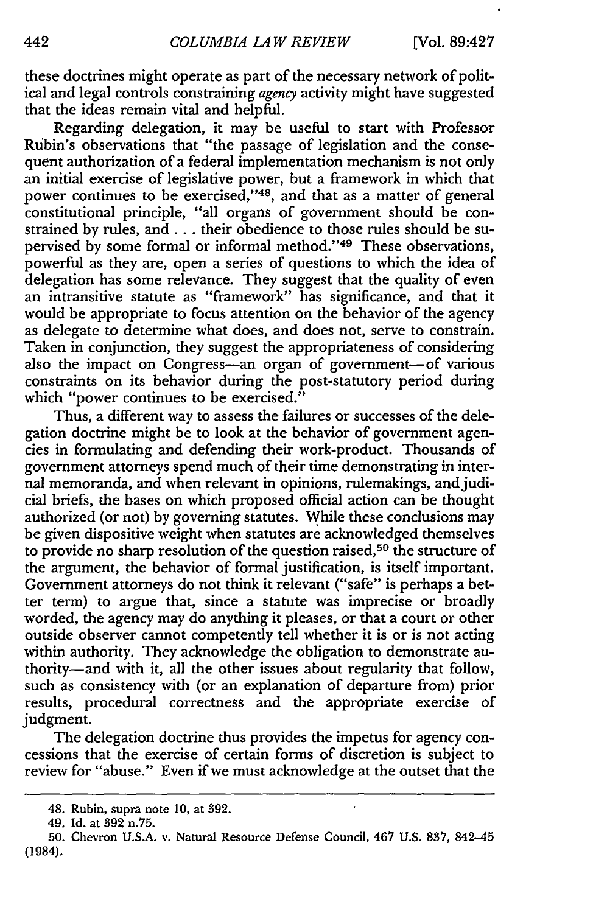these doctrines might operate as part of the necessary network of political and legal controls constraining *agency* activity might have suggested that the ideas remain vital and helpful.

Regarding delegation, it may be useful to start with Professor Rubin's observations that "the passage of legislation and the consequent authorization of a federal implementation mechanism is not only an initial exercise of legislative power, but a framework in which that power continues to be exercised,"[48], and that as a matter of general constitutional principle, "all organs of government should be constrained by rules, and . . . their obedience to those rules should be supervised by some formal or informal method."[49] These observations, powerful as they are, open a series of questions to which the idea of delegation has some relevance. They suggest that the quality of even an intransitive statute as "framework" has significance, and that it would be appropriate to focus attention on the behavior of the agency as delegate to determine what does, and does not, serve to constrain. Taken in conjunction, they suggest the appropriateness of considering also the impact on Congress—an organ of government—of various constraints on its behavior during the post-statutory period during which "power continues to be exercised."

Thus, a different way to assess the failures or successes of the delegation doctrine might be to look at the behavior of government agencies in formulating and defending their work-product. Thousands of government attorneys spend much of their time demonstrating in internal memoranda, and when relevant in opinions, rulemakings, and judicial briefs, the bases on which proposed official action can be thought authorized (or not) by governing statutes. While these conclusions may be given dispositive weight when statutes are acknowledged themselves to provide no sharp resolution of the question raised,[50] the structure of the argument, the behavior of formal justification, is itself important. Government attorneys do not think it relevant ("safe" is perhaps a better term) to argue that, since a statute was imprecise or broadly worded, the agency may do anything it pleases, or that a court or other outside observer cannot competently tell whether it is or is not acting within authority. They acknowledge the obligation to demonstrate authority—and with it, all the other issues about regularity that follow, such as consistency with (or an explanation of departure from) prior results, procedural correctness and the appropriate exercise of judgment.

The delegation doctrine thus provides the impetus for agency concessions that the exercise of certain forms of discretion is subject to review for "abuse." Even if we must acknowledge at the outset that the

---

48. Rubin, supra note 10, at 392.

49. Id. at 392 n.75.

50. Chevron U.S.A. v. Natural Resource Defense Council, 467 U.S. 837, 842-45 (1984).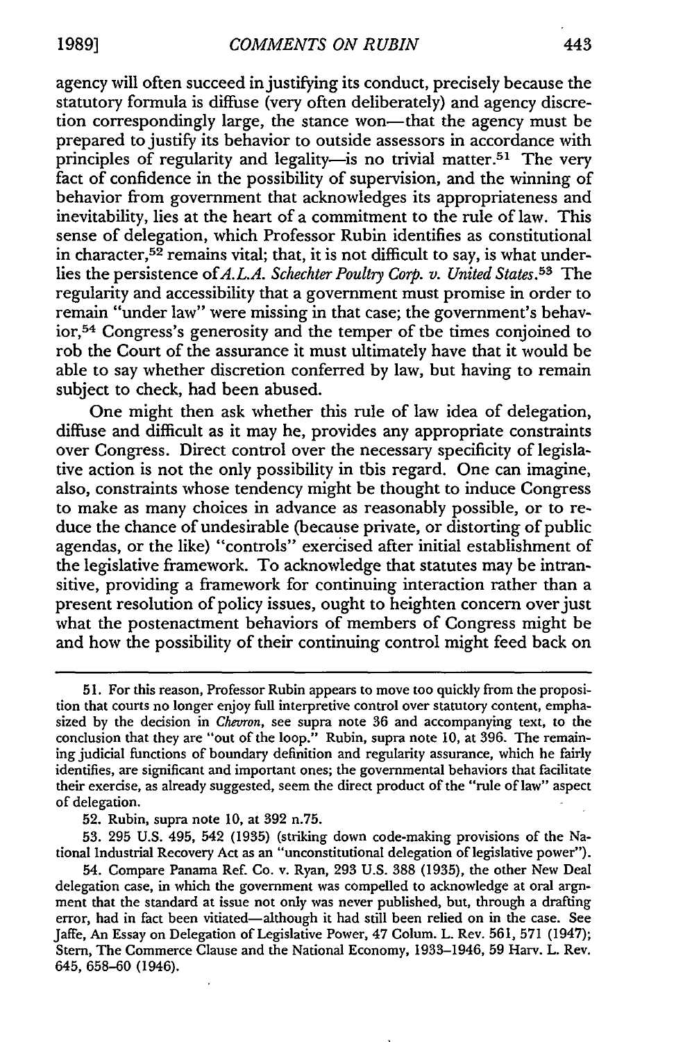agency will often succeed in justifying its conduct, precisely because the statutory formula is diffuse (very often deliberately) and agency discretion correspondingly large, the stance won—that the agency must be prepared to justify its behavior to outside assessors in accordance with principles of regularity and legality—is no trivial matter.[51] The very fact of confidence in the possibility of supervision, and the winning of behavior from government that acknowledges its appropriateness and inevitability, lies at the heart of a commitment to the rule of law. This sense of delegation, which Professor Rubin identifies as constitutional in character,[52] remains vital; that, it is not difficult to say, is what underlies the persistence of *A.L.A. Schechter Poultry Corp. v. United States*.[53] The regularity and accessibility that a government must promise in order to remain "under law" were missing in that case; the government's behavior,[54] Congress's generosity and the temper of tbe times conjoined to rob the Court of the assurance it must ultimately have that it would be able to say whether discretion conferred by law, but having to remain subject to check, had been abused.

One might then ask whether this rule of law idea of delegation, diffuse and difficult as it may he, provides any appropriate constraints over Congress. Direct control over the necessary specificity of legislative action is not the only possibility in tbis regard. One can imagine, also, constraints whose tendency might be thought to induce Congress to make as many choices in advance as reasonably possible, or to reduce the chance of undesirable (because private, or distorting of public agendas, or the like) "controls" exercised after initial establishment of the legislative framework. To acknowledge that statutes may be intransitive, providing a framework for continuing interaction rather than a present resolution of policy issues, ought to heighten concern over just what the postenactment behaviors of members of Congress might be and how the possibility of their continuing control might feed back on

---

51. For this reason, Professor Rubin appears to move too quickly from the proposition that courts no longer enjoy full interpretive control over statutory content, emphasized by the decision in *Chevron*, see supra note 36 and accompanying text, to the conclusion that they are "out of the loop." Rubin, supra note 10, at 396. The remaining judicial functions of boundary definition and regularity assurance, which he fairly identifies, are significant and important ones; the governmental behaviors that facilitate their exercise, as already suggested, seem the direct product of the "rule of law" aspect of delegation.

52. Rubin, supra note 10, at 392 n.75.

53. 295 U.S. 495, 542 (1935) (striking down code-making provisions of the National Industrial Recovery Act as an "unconstitutional delegation of legislative power").

54. Compare Panama Ref. Co. v. Ryan, 293 U.S. 388 (1935), the other New Deal delegation case, in which the government was compelled to acknowledge at oral argnment that the standard at issue not only was never published, but, through a drafting error, had in fact been vitiated—although it had still been relied on in the case. See Jaffe, An Essay on Delegation of Legislative Power, 47 Colum. L. Rev. 561, 571 (1947); Stern, The Commerce Clause and the National Economy, 1933–1946, 59 Harv. L. Rev. 645, 658–60 (1946).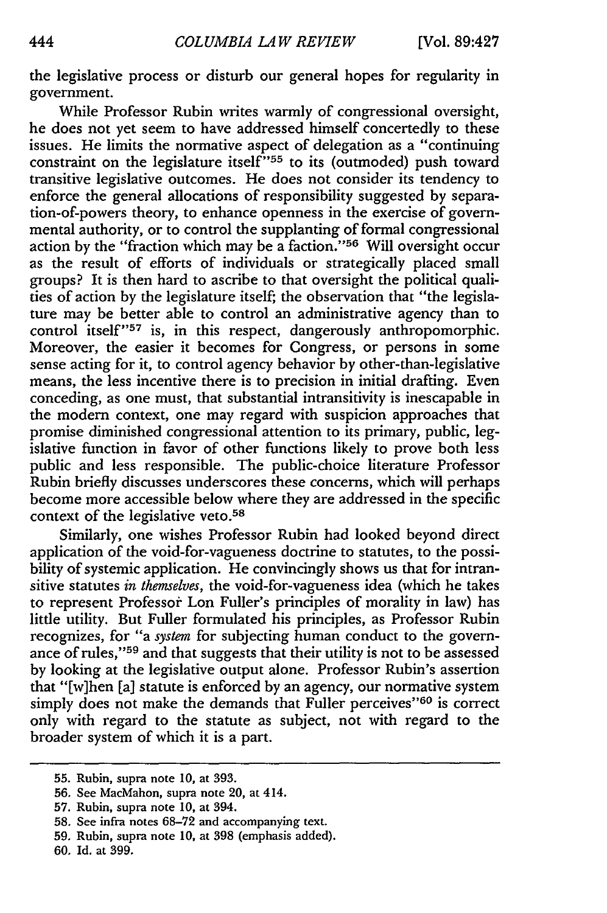the legislative process or disturb our general hopes for regularity in government.

While Professor Rubin writes warmly of congressional oversight, he does not yet seem to have addressed himself concertedly to these issues. He limits the normative aspect of delegation as a "continuing constraint on the legislature itself"[55] to its (outmoded) push toward transitive legislative outcomes. He does not consider its tendency to enforce the general allocations of responsibility suggested by separation-of-powers theory, to enhance openness in the exercise of governmental authority, or to control the supplanting of formal congressional action by the "fraction which may be a faction."[56] Will oversight occur as the result of efforts of individuals or strategically placed small groups? It is then hard to ascribe to that oversight the political qualities of action by the legislature itself; the observation that "the legislature may be better able to control an administrative agency than to control itself"[57] is, in this respect, dangerously anthropomorphic. Moreover, the easier it becomes for Congress, or persons in some sense acting for it, to control agency behavior by other-than-legislative means, the less incentive there is to precision in initial drafting. Even conceding, as one must, that substantial intransitivity is inescapable in the modern context, one may regard with suspicion approaches that promise diminished congressional attention to its primary, public, legislative function in favor of other functions likely to prove both less public and less responsible. The public-choice literature Professor Rubin briefly discusses underscores these concerns, which will perhaps become more accessible below where they are addressed in the specific context of the legislative veto.[58]

Similarly, one wishes Professor Rubin had looked beyond direct application of the void-for-vagueness doctrine to statutes, to the possibility of systemic application. He convincingly shows us that for intransitive statutes *in themselves*, the void-for-vagueness idea (which he takes to represent Professor Lon Fuller's principles of morality in law) has little utility. But Fuller formulated his principles, as Professor Rubin recognizes, for "a *system* for subjecting human conduct to the governance of rules,"[59] and that suggests that their utility is not to be assessed by looking at the legislative output alone. Professor Rubin's assertion that "[w]hen [a] statute is enforced by an agency, our normative system simply does not make the demands that Fuller perceives"[60] is correct only with regard to the statute as subject, not with regard to the broader system of which it is a part.

55. Rubin, supra note 10, at 393.

56. See MacMahon, supra note 20, at 414.

57. Rubin, supra note 10, at 394.

58. See infra notes 68–72 and accompanying text.

59. Rubin, supra note 10, at 398 (emphasis added).

60. Id. at 399.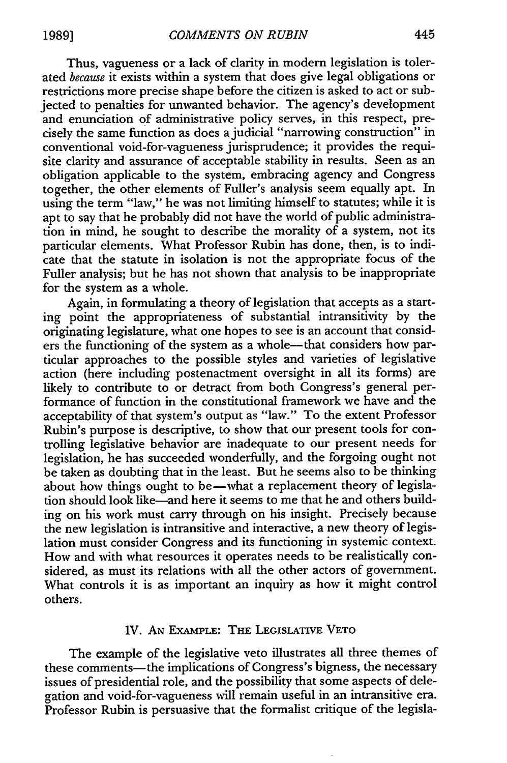Thus, vagueness or a lack of clarity in modern legislation is tolerated *because* it exists within a system that does give legal obligations or restrictions more precise shape before the citizen is asked to act or subjected to penalties for unwanted behavior. The agency's development and enunciation of administrative policy serves, in this respect, precisely the same function as does a judicial "narrowing construction" in conventional void-for-vagueness jurisprudence; it provides the requisite clarity and assurance of acceptable stability in results. Seen as an obligation applicable to the system, embracing agency and Congress together, the other elements of Fuller's analysis seem equally apt. In using the term "law," he was not limiting himself to statutes; while it is apt to say that he probably did not have the world of public administration in mind, he sought to describe the morality of a system, not its particular elements. What Professor Rubin has done, then, is to indicate that the statute in isolation is not the appropriate focus of the Fuller analysis; but he has not shown that analysis to be inappropriate for the system as a whole.

Again, in formulating a theory of legislation that accepts as a starting point the appropriateness of substantial intransitivity by the originating legislature, what one hopes to see is an account that considers the functioning of the system as a whole—that considers how particular approaches to the possible styles and varieties of legislative action (here including postenactment oversight in all its forms) are likely to contribute to or detract from both Congress's general performance of function in the constitutional framework we have and the acceptability of that system's output as "law." To the extent Professor Rubin's purpose is descriptive, to show that our present tools for controlling legislative behavior are inadequate to our present needs for legislation, he has succeeded wonderfully, and the forgoing ought not be taken as doubting that in the least. But he seems also to be thinking about how things ought to be—what a replacement theory of legislation should look like—and here it seems to me that he and others building on his work must carry through on his insight. Precisely because the new legislation is intransitive and interactive, a new theory of legislation must consider Congress and its functioning in systemic context. How and with what resources it operates needs to be realistically considered, as must its relations with all the other actors of government. What controls it is as important an inquiry as how it might control others.

## IV. An Example: The Legislative Veto

The example of the legislative veto illustrates all three themes of these comments—the implications of Congress's bigness, the necessary issues of presidential role, and the possibility that some aspects of delegation and void-for-vagueness will remain useful in an intransitive era. Professor Rubin is persuasive that the formalist critique of the legisla-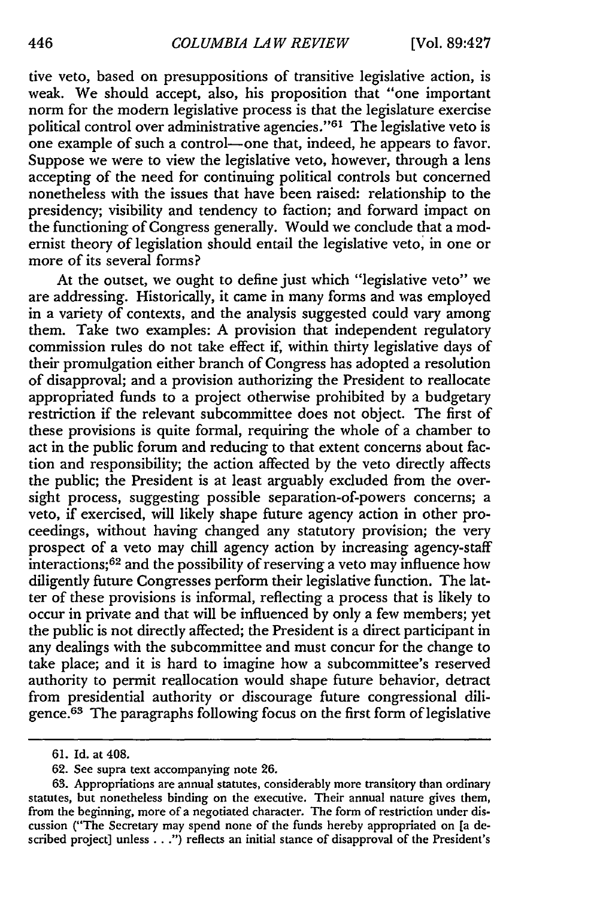tive veto, based on presuppositions of transitive legislative action, is weak. We should accept, also, his proposition that "one important norm for the modern legislative process is that the legislature exercise political control over administrative agencies."[61] The legislative veto is one example of such a control—one that, indeed, he appears to favor. Suppose we were to view the legislative veto, however, through a lens accepting of the need for continuing political controls but concerned nonetheless with the issues that have been raised: relationship to the presidency; visibility and tendency to faction; and forward impact on the functioning of Congress generally. Would we conclude that a modernist theory of legislation should entail the legislative veto, in one or more of its several forms?

At the outset, we ought to define just which "legislative veto" we are addressing. Historically, it came in many forms and was employed in a variety of contexts, and the analysis suggested could vary among them. Take two examples: A provision that independent regulatory commission rules do not take effect if, within thirty legislative days of their promulgation either branch of Congress has adopted a resolution of disapproval; and a provision authorizing the President to reallocate appropriated funds to a project otherwise prohibited by a budgetary restriction if the relevant subcommittee does not object. The first of these provisions is quite formal, requiring the whole of a chamber to act in the public forum and reducing to that extent concerns about faction and responsibility; the action affected by the veto directly affects the public; the President is at least arguably excluded from the oversight process, suggesting possible separation-of-powers concerns; a veto, if exercised, will likely shape future agency action in other proceedings, without having changed any statutory provision; the very prospect of a veto may chill agency action by increasing agency-staff interactions;[62] and the possibility of reserving a veto may influence how diligently future Congresses perform their legislative function. The latter of these provisions is informal, reflecting a process that is likely to occur in private and that will be influenced by only a few members; yet the public is not directly affected; the President is a direct participant in any dealings with the subcommittee and must concur for the change to take place; and it is hard to imagine how a subcommittee's reserved authority to permit reallocation would shape future behavior, detract from presidential authority or discourage future congressional diligence.[63] The paragraphs following focus on the first form of legislative

---

61. Id. at 408.

62. See supra text accompanying note 26.

63. Appropriations are annual statutes, considerably more transitory than ordinary statutes, but nonetheless binding on the executive. Their annual nature gives them, from the beginning, more of a negotiated character. The form of restriction under discussion ("The Secretary may spend none of the funds hereby appropriated on [a described project] unless . . .") reflects an initial stance of disapproval of the President's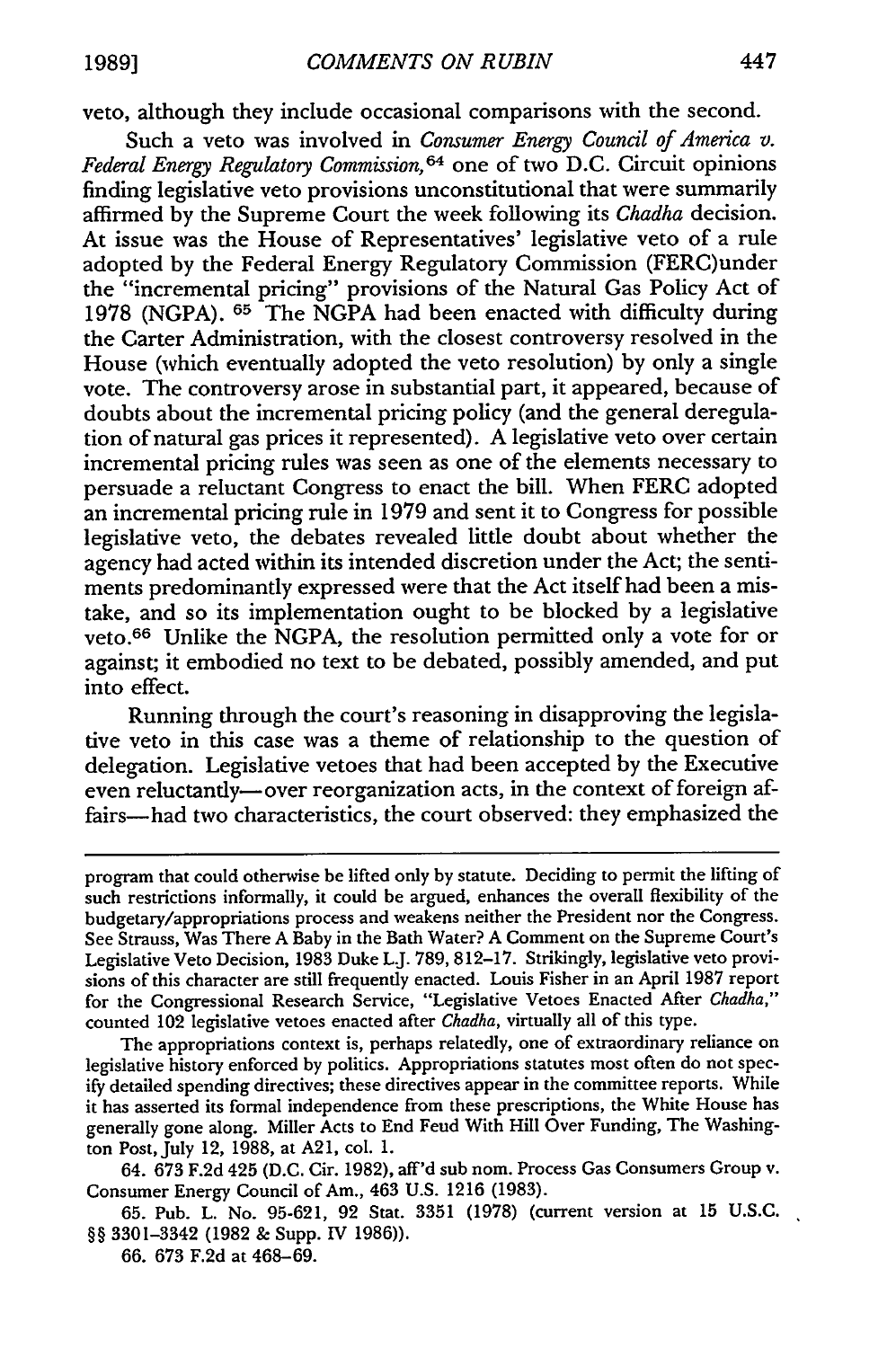veto, although they include occasional comparisons with the second.

Such a veto was involved in *Consumer Energy Council of America v. Federal Energy Regulatory Commission,*[64] one of two D.C. Circuit opinions finding legislative veto provisions unconstitutional that were summarily affirmed by the Supreme Court the week following its *Chadha* decision. At issue was the House of Representatives' legislative veto of a rule adopted by the Federal Energy Regulatory Commission (FERC)under the "incremental pricing" provisions of the Natural Gas Policy Act of 1978 (NGPA). [65] The NGPA had been enacted with difficulty during the Carter Administration, with the closest controversy resolved in the House (which eventually adopted the veto resolution) by only a single vote. The controversy arose in substantial part, it appeared, because of doubts about the incremental pricing policy (and the general deregulation of natural gas prices it represented). A legislative veto over certain incremental pricing rules was seen as one of the elements necessary to persuade a reluctant Congress to enact the bill. When FERC adopted an incremental pricing rule in 1979 and sent it to Congress for possible legislative veto, the debates revealed little doubt about whether the agency had acted within its intended discretion under the Act; the sentiments predominantly expressed were that the Act itself had been a mistake, and so its implementation ought to be blocked by a legislative veto.[66] Unlike the NGPA, the resolution permitted only a vote for or against; it embodied no text to be debated, possibly amended, and put into effect.

Running through the court's reasoning in disapproving the legislative veto in this case was a theme of relationship to the question of delegation. Legislative vetoes that had been accepted by the Executive even reluctantly—over reorganization acts, in the context of foreign affairs—had two characteristics, the court observed: they emphasized the

---

program that could otherwise be lifted only by statute. Deciding to permit the lifting of such restrictions informally, it could be argued, enhances the overall flexibility of the budgetary/appropriations process and weakens neither the President nor the Congress. See Strauss, Was There A Baby in the Bath Water? A Comment on the Supreme Court's Legislative Veto Decision, 1983 Duke L.J. 789, 812–17. Strikingly, legislative veto provisions of this character are still frequently enacted. Louis Fisher in an April 1987 report for the Congressional Research Service, "Legislative Vetoes Enacted After *Chadha*," counted 102 legislative vetoes enacted after *Chadha*, virtually all of this type.

The appropriations context is, perhaps relatedly, one of extraordinary reliance on legislative history enforced by politics. Appropriations statutes most often do not specify detailed spending directives; these directives appear in the committee reports. While it has asserted its formal independence from these prescriptions, the White House has generally gone along. Miller Acts to End Feud With Hill Over Funding, The Washington Post, July 12, 1988, at A21, col. 1.

64. 673 F.2d 425 (D.C. Cir. 1982), aff'd sub nom. Process Gas Consumers Group v. Consumer Energy Council of Am., 463 U.S. 1216 (1983).

65. Pub. L. No. 95-621, 92 Stat. 3351 (1978) (current version at 15 U.S.C. §§ 3301–3342 (1982 & Supp. IV 1986)).

66. 673 F.2d at 468–69.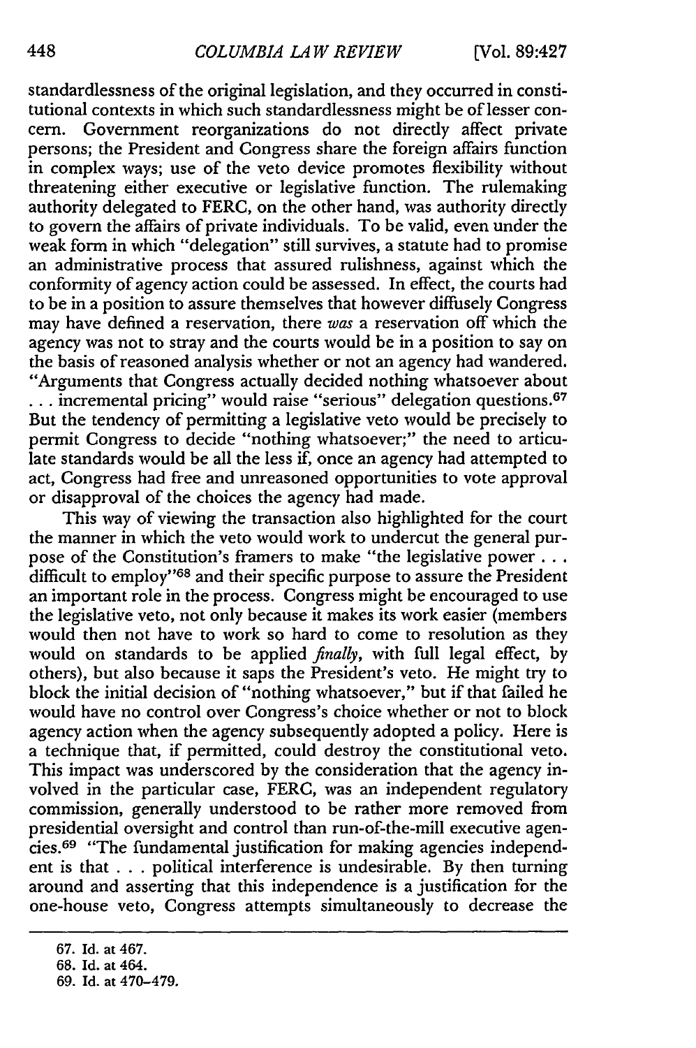standardlessness of the original legislation, and they occurred in constitutional contexts in which such standardlessness might be of lesser concern. Government reorganizations do not directly affect private persons; the President and Congress share the foreign affairs function in complex ways; use of the veto device promotes flexibility without threatening either executive or legislative function. The rulemaking authority delegated to FERC, on the other hand, was authority directly to govern the affairs of private individuals. To be valid, even under the weak form in which "delegation" still survives, a statute had to promise an administrative process that assured rulishness, against which the conformity of agency action could be assessed. In effect, the courts had to be in a position to assure themselves that however diffusely Congress may have defined a reservation, there *was* a reservation off which the agency was not to stray and the courts would be in a position to say on the basis of reasoned analysis whether or not an agency had wandered. "Arguments that Congress actually decided nothing whatsoever about . . . incremental pricing" would raise "serious" delegation questions.[67] But the tendency of permitting a legislative veto would be precisely to permit Congress to decide "nothing whatsoever;" the need to articulate standards would be all the less if, once an agency had attempted to act, Congress had free and unreasoned opportunities to vote approval or disapproval of the choices the agency had made.

This way of viewing the transaction also highlighted for the court the manner in which the veto would work to undercut the general purpose of the Constitution's framers to make "the legislative power . . . difficult to employ"[68] and their specific purpose to assure the President an important role in the process. Congress might be encouraged to use the legislative veto, not only because it makes its work easier (members would then not have to work so hard to come to resolution as they would on standards to be applied *finally*, with full legal effect, by others), but also because it saps the President's veto. He might try to block the initial decision of "nothing whatsoever," but if that failed he would have no control over Congress's choice whether or not to block agency action when the agency subsequently adopted a policy. Here is a technique that, if permitted, could destroy the constitutional veto. This impact was underscored by the consideration that the agency involved in the particular case, FERC, was an independent regulatory commission, generally understood to be rather more removed from presidential oversight and control than run-of-the-mill executive agencies.[69] "The fundamental justification for making agencies independent is that . . . political interference is undesirable. By then turning around and asserting that this independence is a justification for the one-house veto, Congress attempts simultaneously to decrease the

---

67. Id. at 467.

68. Id. at 464.

69. Id. at 470–479.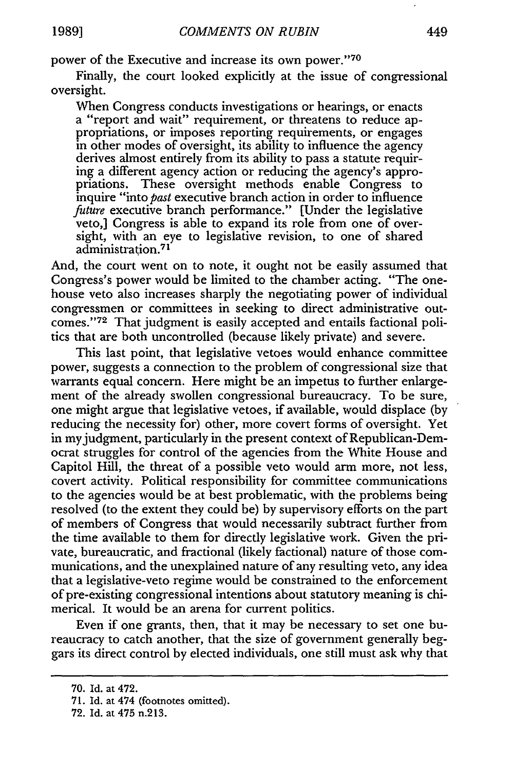power of the Executive and increase its own power."[70]

Finally, the court looked explicitly at the issue of congressional oversight.

> When Congress conducts investigations or hearings, or enacts a "report and wait" requirement, or threatens to reduce appropriations, or imposes reporting requirements, or engages in other modes of oversight, its ability to influence the agency derives almost entirely from its ability to pass a statute requiring a different agency action or reducing the agency's appropriations. These oversight methods enable Congress to inquire "into *past* executive branch action in order to influence *future* executive branch performance." [Under the legislative veto,] Congress is able to expand its role from one of oversight, with an eye to legislative revision, to one of shared administration.[71]

And, the court went on to note, it ought not be easily assumed that Congress's power would be limited to the chamber acting. "The one-house veto also increases sharply the negotiating power of individual congressmen or committees in seeking to direct administrative outcomes."[72] That judgment is easily accepted and entails factional politics that are both uncontrolled (because likely private) and severe.

This last point, that legislative vetoes would enhance committee power, suggests a connection to the problem of congressional size that warrants equal concern. Here might be an impetus to further enlargement of the already swollen congressional bureaucracy. To be sure, one might argue that legislative vetoes, if available, would displace (by reducing the necessity for) other, more covert forms of oversight. Yet in my judgment, particularly in the present context of Republican-Democrat struggles for control of the agencies from the White House and Capitol Hill, the threat of a possible veto would arm more, not less, covert activity. Political responsibility for committee communications to the agencies would be at best problematic, with the problems being resolved (to the extent they could be) by supervisory efforts on the part of members of Congress that would necessarily subtract further from the time available to them for directly legislative work. Given the private, bureaucratic, and fractional (likely factional) nature of those communications, and the unexplained nature of any resulting veto, any idea that a legislative-veto regime would be constrained to the enforcement of pre-existing congressional intentions about statutory meaning is chimerical. It would be an arena for current politics.

Even if one grants, then, that it may be necessary to set one bureaucracy to catch another, that the size of government generally beggars its direct control by elected individuals, one still must ask why that

---

70. Id. at 472.

71. Id. at 474 (footnotes omitted).

72. Id. at 475 n.213.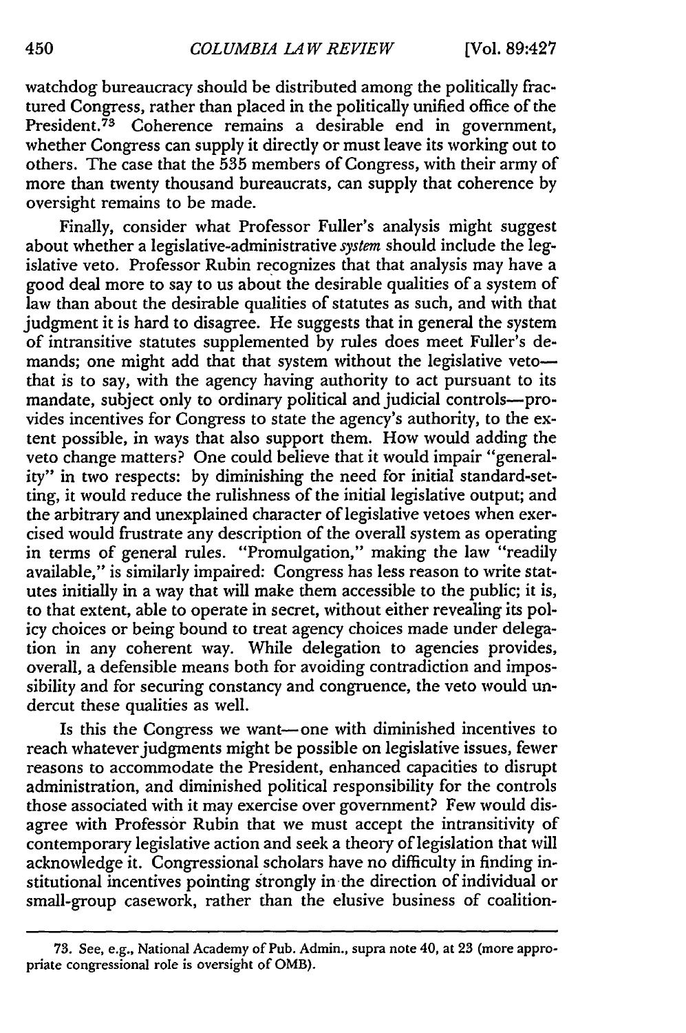watchdog bureaucracy should be distributed among the politically fractured Congress, rather than placed in the politically unified office of the President.[73] Coherence remains a desirable end in government, whether Congress can supply it directly or must leave its working out to others. The case that the 535 members of Congress, with their army of more than twenty thousand bureaucrats, can supply that coherence by oversight remains to be made.

Finally, consider what Professor Fuller's analysis might suggest about whether a legislative-administrative *system* should include the legislative veto. Professor Rubin recognizes that that analysis may have a good deal more to say to us about the desirable qualities of a system of law than about the desirable qualities of statutes as such, and with that judgment it is hard to disagree. He suggests that in general the system of intransitive statutes supplemented by rules does meet Fuller's demands; one might add that that system without the legislative veto—that is to say, with the agency having authority to act pursuant to its mandate, subject only to ordinary political and judicial controls—provides incentives for Congress to state the agency's authority, to the extent possible, in ways that also support them. How would adding the veto change matters? One could believe that it would impair "generality" in two respects: by diminishing the need for initial standard-setting, it would reduce the rulishness of the initial legislative output; and the arbitrary and unexplained character of legislative vetoes when exercised would frustrate any description of the overall system as operating in terms of general rules. "Promulgation," making the law "readily available," is similarly impaired: Congress has less reason to write statutes initially in a way that will make them accessible to the public; it is, to that extent, able to operate in secret, without either revealing its policy choices or being bound to treat agency choices made under delegation in any coherent way. While delegation to agencies provides, overall, a defensible means both for avoiding contradiction and impossibility and for securing constancy and congruence, the veto would undercut these qualities as well.

Is this the Congress we want—one with diminished incentives to reach whatever judgments might be possible on legislative issues, fewer reasons to accommodate the President, enhanced capacities to disrupt administration, and diminished political responsibility for the controls those associated with it may exercise over government? Few would disagree with Professor Rubin that we must accept the intransitivity of contemporary legislative action and seek a theory of legislation that will acknowledge it. Congressional scholars have no difficulty in finding institutional incentives pointing strongly in the direction of individual or small-group casework, rather than the elusive business of coalition-

---

73. See, e.g., National Academy of Pub. Admin., supra note 40, at 23 (more appropriate congressional role is oversight of OMB).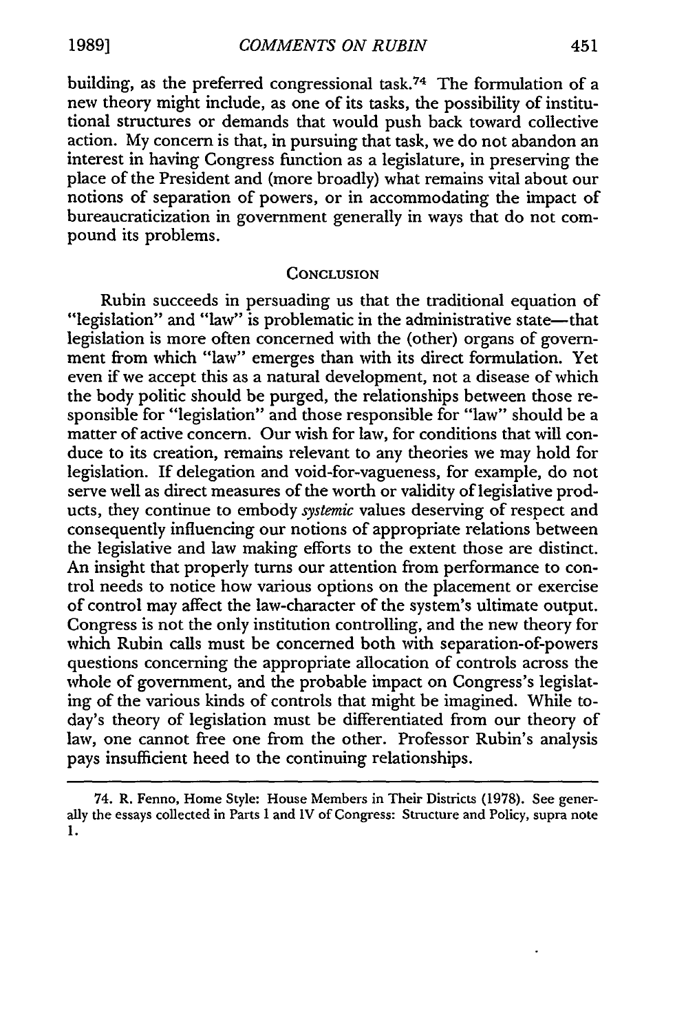building, as the preferred congressional task.[74] The formulation of a new theory might include, as one of its tasks, the possibility of institutional structures or demands that would push back toward collective action. My concern is that, in pursuing that task, we do not abandon an interest in having Congress function as a legislature, in preserving the place of the President and (more broadly) what remains vital about our notions of separation of powers, or in accommodating the impact of bureaucraticization in government generally in ways that do not compound its problems.

## CONCLUSION

Rubin succeeds in persuading us that the traditional equation of "legislation" and "law" is problematic in the administrative state—that legislation is more often concerned with the (other) organs of government from which "law" emerges than with its direct formulation. Yet even if we accept this as a natural development, not a disease of which the body politic should be purged, the relationships between those responsible for "legislation" and those responsible for "law" should be a matter of active concern. Our wish for law, for conditions that will conduce to its creation, remains relevant to any theories we may hold for legislation. If delegation and void-for-vagueness, for example, do not serve well as direct measures of the worth or validity of legislative products, they continue to embody *systemic* values deserving of respect and consequently influencing our notions of appropriate relations between the legislative and law making efforts to the extent those are distinct. An insight that properly turns our attention from performance to control needs to notice how various options on the placement or exercise of control may affect the law-character of the system's ultimate output. Congress is not the only institution controlling, and the new theory for which Rubin calls must be concerned both with separation-of-powers questions concerning the appropriate allocation of controls across the whole of government, and the probable impact on Congress's legislating of the various kinds of controls that might be imagined. While today's theory of legislation must be differentiated from our theory of law, one cannot free one from the other. Professor Rubin's analysis pays insufficient heed to the continuing relationships.

---

74. R. Fenno, Home Style: House Members in Their Districts (1978). See generally the essays collected in Parts I and IV of Congress: Structure and Policy, supra note 1.